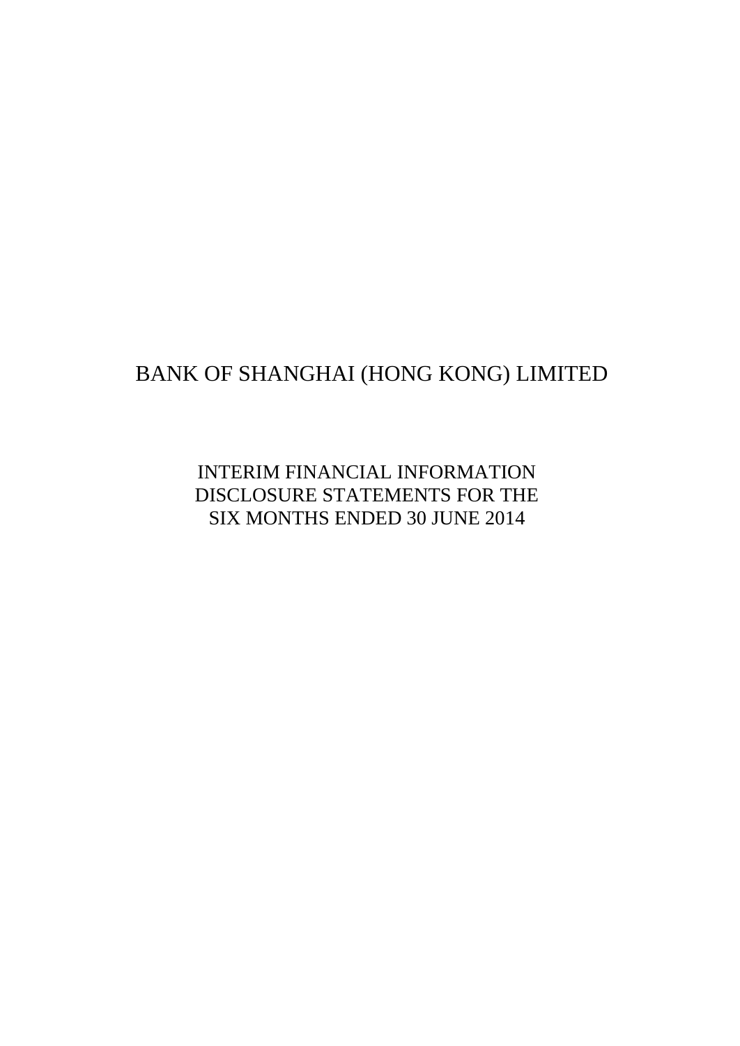# BANK OF SHANGHAI (HONG KONG) LIMITED

## INTERIM FINANCIAL INFORMATION DISCLOSURE STATEMENTS FOR THE SIX MONTHS ENDED 30 JUNE 2014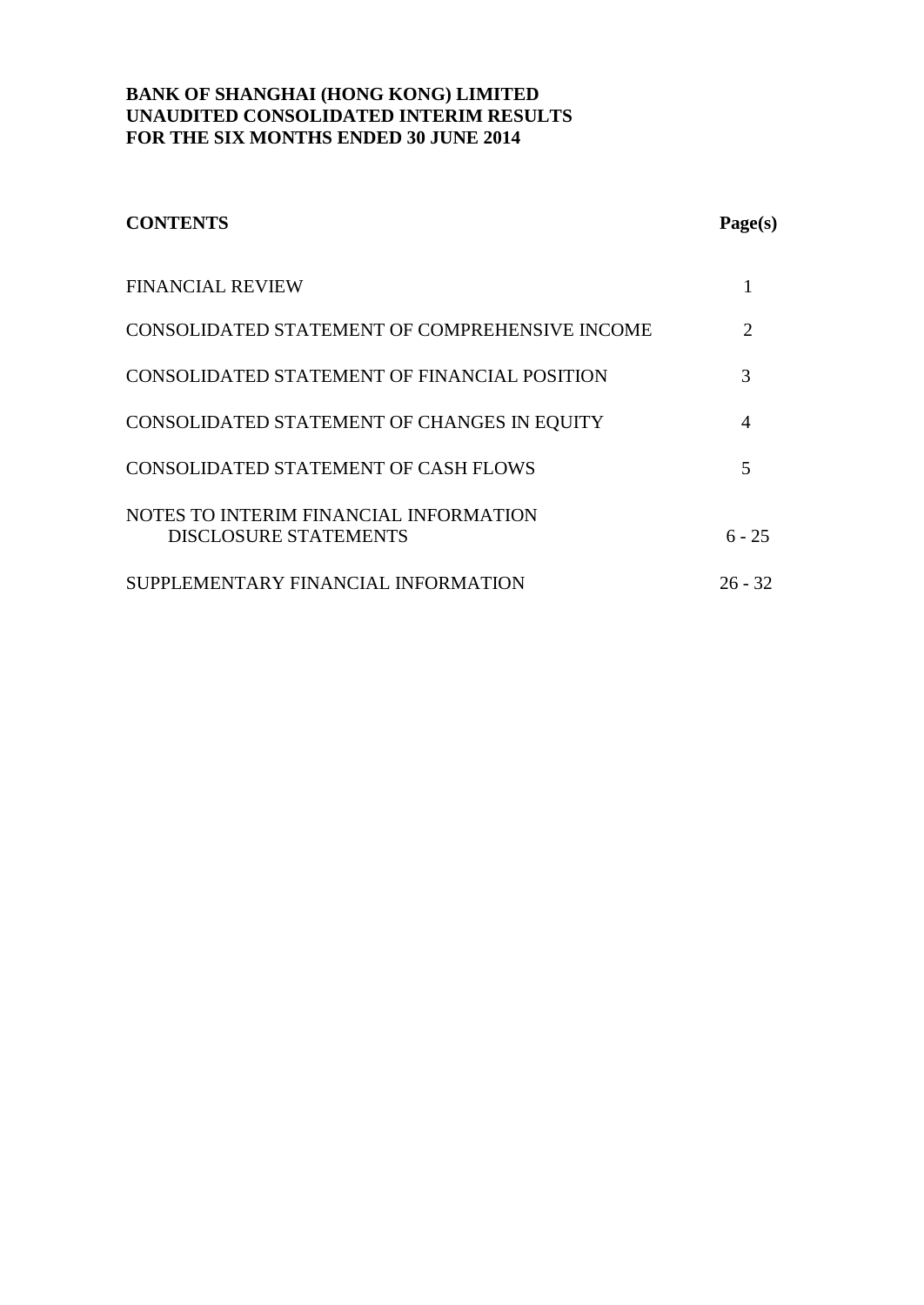**BANK OF SHANGHAI (HONG KONG) LIMITED**
**UNAUDITED CONSOLIDATED INTERIM RESULTS**
**FOR THE SIX MONTHS ENDED 30 JUNE 2014**

| **CONTENTS** | **Page(s)** |
|---|---|
| FINANCIAL REVIEW | 1 |
| CONSOLIDATED STATEMENT OF COMPREHENSIVE INCOME | 2 |
| CONSOLIDATED STATEMENT OF FINANCIAL POSITION | 3 |
| CONSOLIDATED STATEMENT OF CHANGES IN EQUITY | 4 |
| CONSOLIDATED STATEMENT OF CASH FLOWS | 5 |
| NOTES TO INTERIM FINANCIAL INFORMATION DISCLOSURE STATEMENTS | 6 - 25 |
| SUPPLEMENTARY FINANCIAL INFORMATION | 26 - 32 |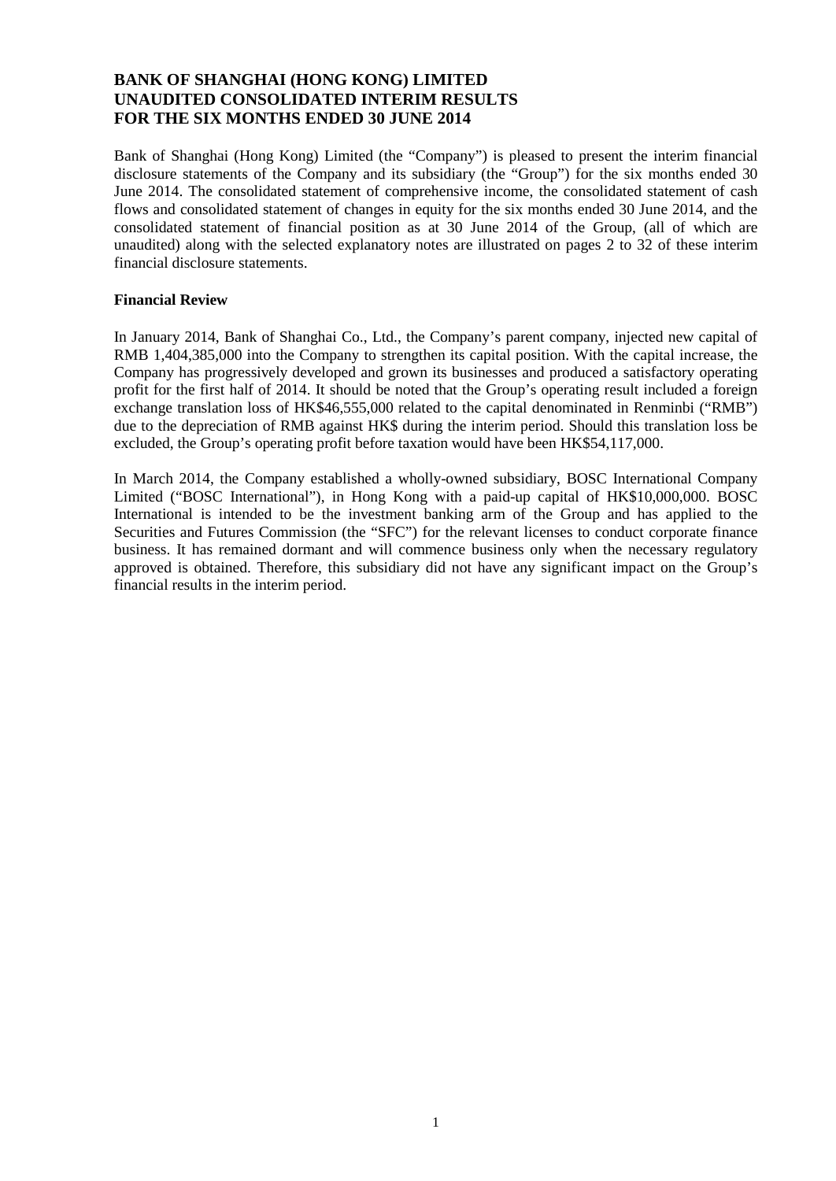# BANK OF SHANGHAI (HONG KONG) LIMITED
# UNAUDITED CONSOLIDATED INTERIM RESULTS
# FOR THE SIX MONTHS ENDED 30 JUNE 2014

Bank of Shanghai (Hong Kong) Limited (the "Company") is pleased to present the interim financial disclosure statements of the Company and its subsidiary (the "Group") for the six months ended 30 June 2014. The consolidated statement of comprehensive income, the consolidated statement of cash flows and consolidated statement of changes in equity for the six months ended 30 June 2014, and the consolidated statement of financial position as at 30 June 2014 of the Group, (all of which are unaudited) along with the selected explanatory notes are illustrated on pages 2 to 32 of these interim financial disclosure statements.

**Financial Review**

In January 2014, Bank of Shanghai Co., Ltd., the Company's parent company, injected new capital of RMB 1,404,385,000 into the Company to strengthen its capital position. With the capital increase, the Company has progressively developed and grown its businesses and produced a satisfactory operating profit for the first half of 2014. It should be noted that the Group's operating result included a foreign exchange translation loss of HK$46,555,000 related to the capital denominated in Renminbi ("RMB") due to the depreciation of RMB against HK$ during the interim period. Should this translation loss be excluded, the Group's operating profit before taxation would have been HK$54,117,000.

In March 2014, the Company established a wholly-owned subsidiary, BOSC International Company Limited ("BOSC International"), in Hong Kong with a paid-up capital of HK$10,000,000. BOSC International is intended to be the investment banking arm of the Group and has applied to the Securities and Futures Commission (the "SFC") for the relevant licenses to conduct corporate finance business. It has remained dormant and will commence business only when the necessary regulatory approved is obtained. Therefore, this subsidiary did not have any significant impact on the Group's financial results in the interim period.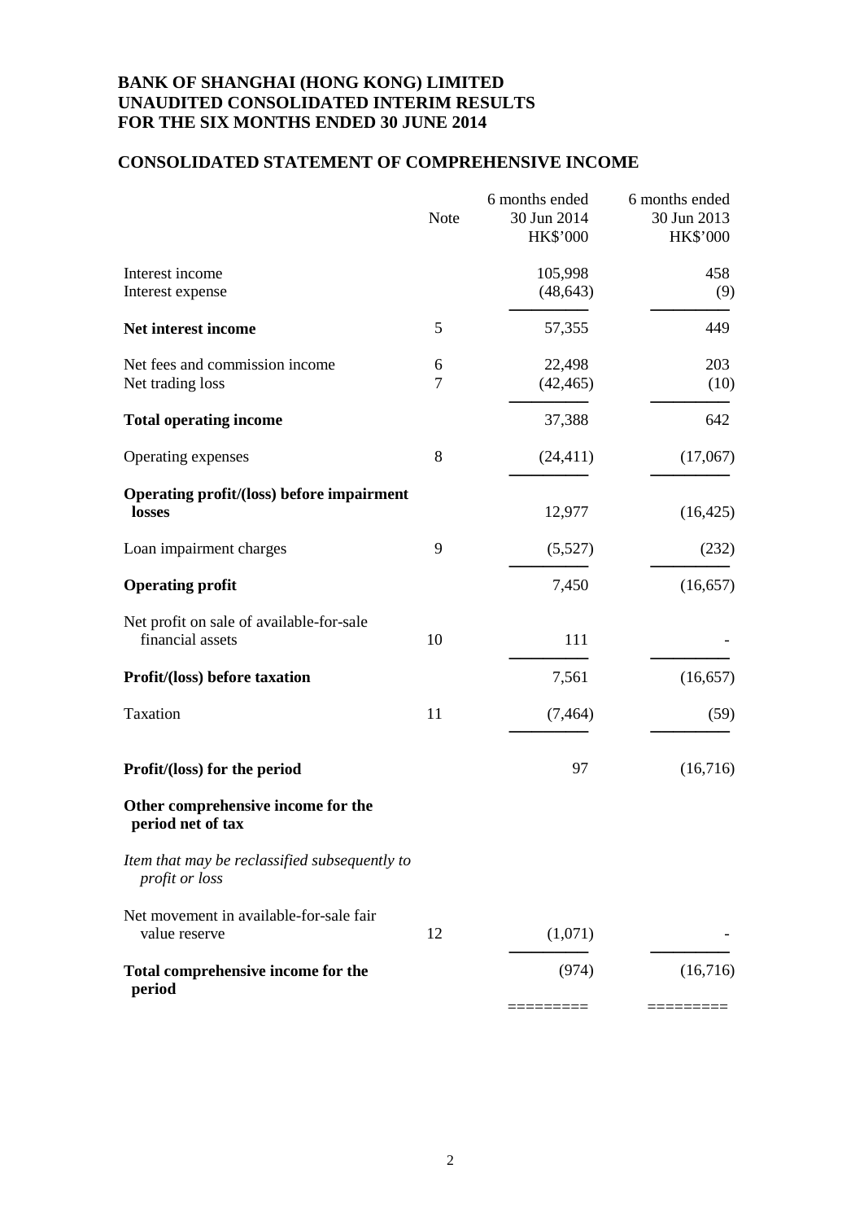**BANK OF SHANGHAI (HONG KONG) LIMITED**
**UNAUDITED CONSOLIDATED INTERIM RESULTS**
**FOR THE SIX MONTHS ENDED 30 JUNE 2014**

## CONSOLIDATED STATEMENT OF COMPREHENSIVE INCOME

| | Note | 6 months ended 30 Jun 2014 HK$'000 | 6 months ended 30 Jun 2013 HK$'000 |
|---|---|---|---|
| Interest income | | 105,998 | 458 |
| Interest expense | | (48,643) | (9) |
| **Net interest income** | 5 | 57,355 | 449 |
| Net fees and commission income | 6 | 22,498 | 203 |
| Net trading loss | 7 | (42,465) | (10) |
| **Total operating income** | | 37,388 | 642 |
| Operating expenses | 8 | (24,411) | (17,067) |
| **Operating profit/(loss) before impairment losses** | | 12,977 | (16,425) |
| Loan impairment charges | 9 | (5,527) | (232) |
| **Operating profit** | | 7,450 | (16,657) |
| Net profit on sale of available-for-sale financial assets | 10 | 111 | - |
| **Profit/(loss) before taxation** | | 7,561 | (16,657) |
| Taxation | 11 | (7,464) | (59) |
| **Profit/(loss) for the period** | | 97 | (16,716) |
| **Other comprehensive income for the period net of tax** | | | |
| *Item that may be reclassified subsequently to profit or loss* | | | |
| Net movement in available-for-sale fair value reserve | 12 | (1,071) | - |
| **Total comprehensive income for the period** | | (974) | (16,716) |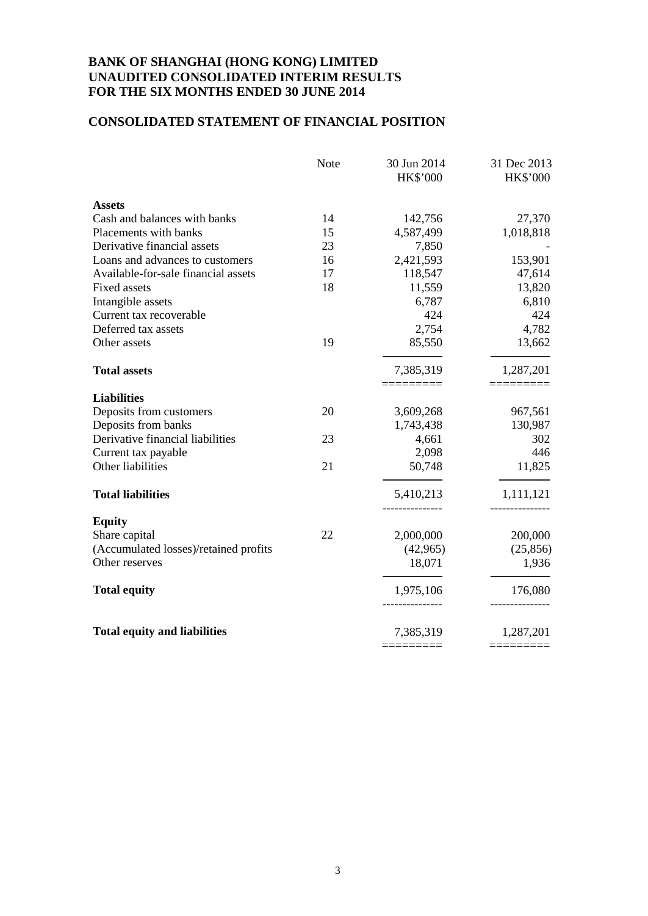**BANK OF SHANGHAI (HONG KONG) LIMITED**
**UNAUDITED CONSOLIDATED INTERIM RESULTS**
**FOR THE SIX MONTHS ENDED 30 JUNE 2014**

## CONSOLIDATED STATEMENT OF FINANCIAL POSITION

| | Note | 30 Jun 2014 HK$'000 | 31 Dec 2013 HK$'000 |
|---|---|---|---|
| **Assets** | | | |
| Cash and balances with banks | 14 | 142,756 | 27,370 |
| Placements with banks | 15 | 4,587,499 | 1,018,818 |
| Derivative financial assets | 23 | 7,850 | - |
| Loans and advances to customers | 16 | 2,421,593 | 153,901 |
| Available-for-sale financial assets | 17 | 118,547 | 47,614 |
| Fixed assets | 18 | 11,559 | 13,820 |
| Intangible assets | | 6,787 | 6,810 |
| Current tax recoverable | | 424 | 424 |
| Deferred tax assets | | 2,754 | 4,782 |
| Other assets | 19 | 85,550 | 13,662 |
| **Total assets** | | 7,385,319 | 1,287,201 |
| **Liabilities** | | | |
| Deposits from customers | 20 | 3,609,268 | 967,561 |
| Deposits from banks | | 1,743,438 | 130,987 |
| Derivative financial liabilities | 23 | 4,661 | 302 |
| Current tax payable | | 2,098 | 446 |
| Other liabilities | 21 | 50,748 | 11,825 |
| **Total liabilities** | | 5,410,213 | 1,111,121 |
| **Equity** | | | |
| Share capital | 22 | 2,000,000 | 200,000 |
| (Accumulated losses)/retained profits | | (42,965) | (25,856) |
| Other reserves | | 18,071 | 1,936 |
| **Total equity** | | 1,975,106 | 176,080 |
| **Total equity and liabilities** | | 7,385,319 | 1,287,201 |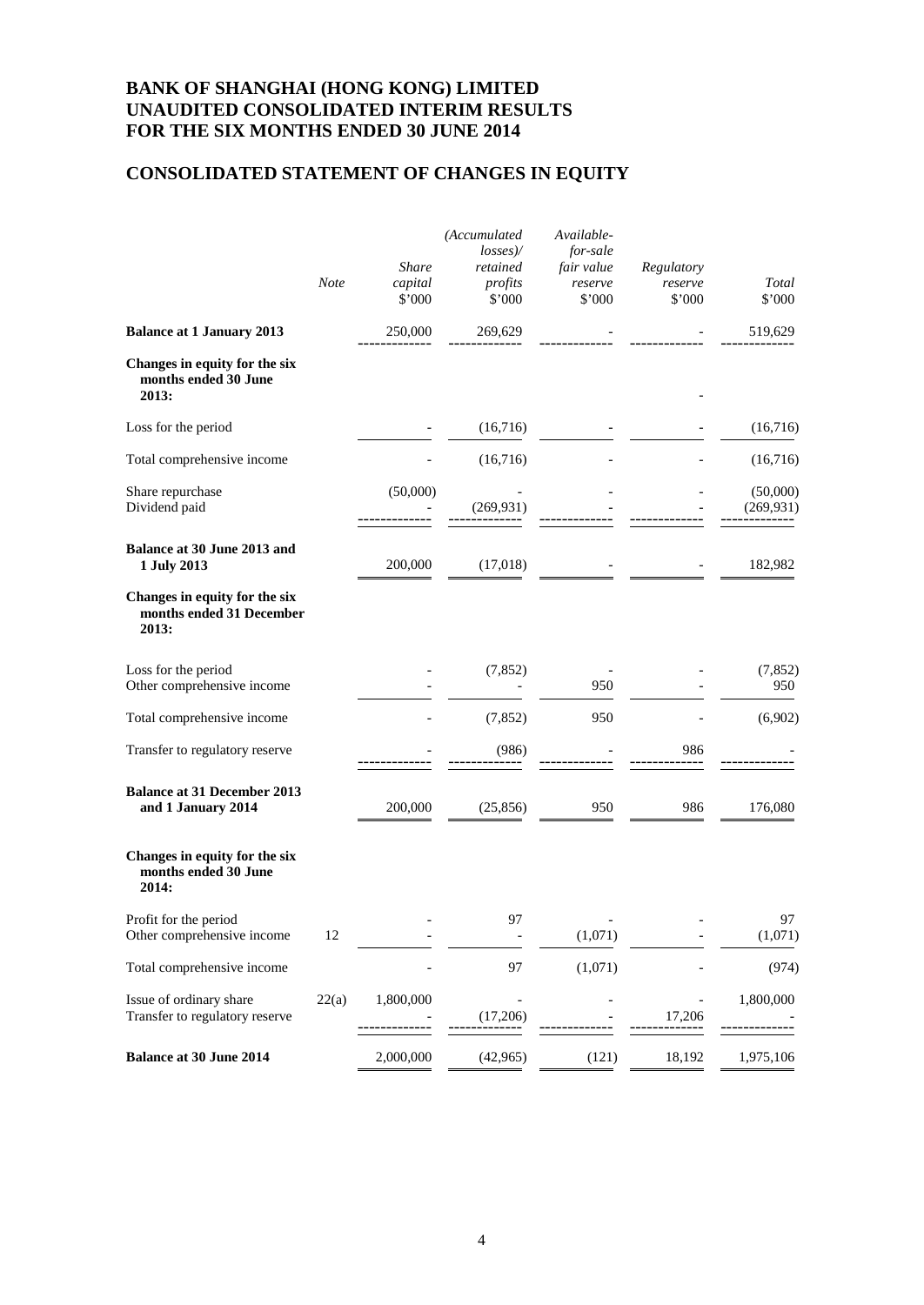# BANK OF SHANGHAI (HONG KONG) LIMITED
# UNAUDITED CONSOLIDATED INTERIM RESULTS
# FOR THE SIX MONTHS ENDED 30 JUNE 2014

## CONSOLIDATED STATEMENT OF CHANGES IN EQUITY

| | *Note* | *Share capital* $'000 | *(Accumulated losses)/ retained profits* $'000 | *Available-for-sale fair value reserve* $'000 | *Regulatory reserve* $'000 | *Total* $'000 |
|---|---|---|---|---|---|---|
| **Balance at 1 January 2013** | | 250,000 | 269,629 | - | - | 519,629 |
| **Changes in equity for the six months ended 30 June 2013:** | | | | | - | |
| Loss for the period | | - | (16,716) | - | - | (16,716) |
| Total comprehensive income | | - | (16,716) | - | - | (16,716) |
| Share repurchase | | (50,000) | - | - | - | (50,000) |
| Dividend paid | | - | (269,931) | - | - | (269,931) |
| **Balance at 30 June 2013 and 1 July 2013** | | 200,000 | (17,018) | - | - | 182,982 |
| **Changes in equity for the six months ended 31 December 2013:** | | | | | | |
| Loss for the period | | - | (7,852) | - | - | (7,852) |
| Other comprehensive income | | - | - | 950 | - | 950 |
| Total comprehensive income | | - | (7,852) | 950 | - | (6,902) |
| Transfer to regulatory reserve | | - | (986) | - | 986 | - |
| **Balance at 31 December 2013 and 1 January 2014** | | 200,000 | (25,856) | 950 | 986 | 176,080 |
| **Changes in equity for the six months ended 30 June 2014:** | | | | | | |
| Profit for the period | | - | 97 | - | - | 97 |
| Other comprehensive income | 12 | - | - | (1,071) | - | (1,071) |
| Total comprehensive income | | - | 97 | (1,071) | - | (974) |
| Issue of ordinary share | 22(a) | 1,800,000 | - | - | - | 1,800,000 |
| Transfer to regulatory reserve | | - | (17,206) | - | 17,206 | - |
| **Balance at 30 June 2014** | | 2,000,000 | (42,965) | (121) | 18,192 | 1,975,106 |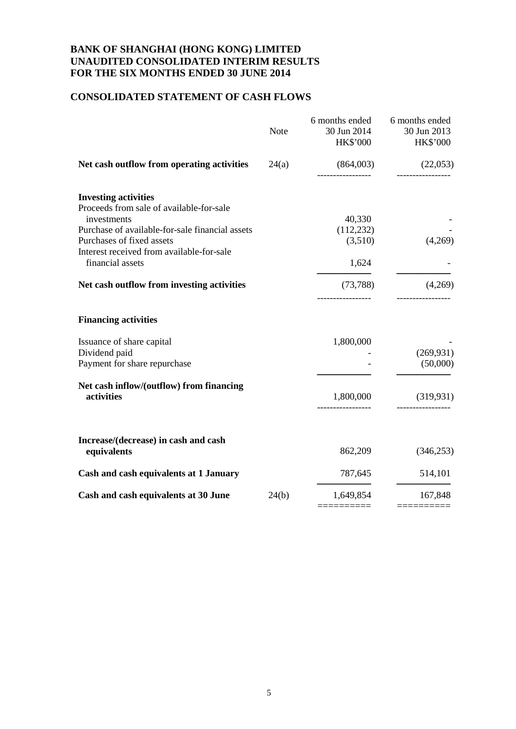**BANK OF SHANGHAI (HONG KONG) LIMITED**
**UNAUDITED CONSOLIDATED INTERIM RESULTS**
**FOR THE SIX MONTHS ENDED 30 JUNE 2014**

## CONSOLIDATED STATEMENT OF CASH FLOWS

| | Note | 6 months ended 30 Jun 2014 HK$'000 | 6 months ended 30 Jun 2013 HK$'000 |
|---|---|---|---|
| **Net cash outflow from operating activities** | 24(a) | (864,003) | (22,053) |
| **Investing activities** | | | |
| Proceeds from sale of available-for-sale investments | | 40,330 | - |
| Purchase of available-for-sale financial assets | | (112,232) | - |
| Purchases of fixed assets | | (3,510) | (4,269) |
| Interest received from available-for-sale financial assets | | 1,624 | - |
| **Net cash outflow from investing activities** | | (73,788) | (4,269) |
| **Financing activities** | | | |
| Issuance of share capital | | 1,800,000 | - |
| Dividend paid | | - | (269,931) |
| Payment for share repurchase | | - | (50,000) |
| **Net cash inflow/(outflow) from financing activities** | | 1,800,000 | (319,931) |
| **Increase/(decrease) in cash and cash equivalents** | | 862,209 | (346,253) |
| **Cash and cash equivalents at 1 January** | | 787,645 | 514,101 |
| **Cash and cash equivalents at 30 June** | 24(b) | 1,649,854 | 167,848 |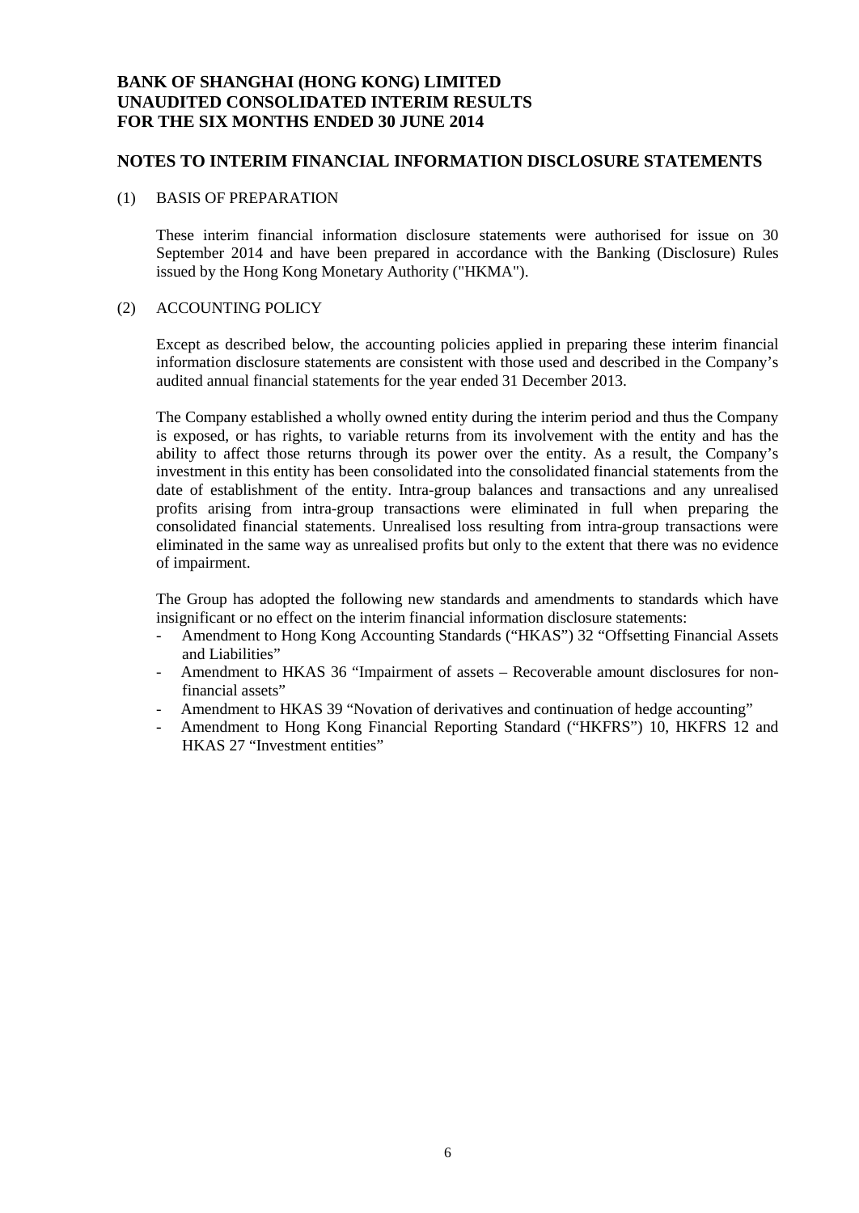# BANK OF SHANGHAI (HONG KONG) LIMITED
# UNAUDITED CONSOLIDATED INTERIM RESULTS
# FOR THE SIX MONTHS ENDED 30 JUNE 2014

## NOTES TO INTERIM FINANCIAL INFORMATION DISCLOSURE STATEMENTS

### (1) BASIS OF PREPARATION

These interim financial information disclosure statements were authorised for issue on 30 September 2014 and have been prepared in accordance with the Banking (Disclosure) Rules issued by the Hong Kong Monetary Authority ("HKMA").

### (2) ACCOUNTING POLICY

Except as described below, the accounting policies applied in preparing these interim financial information disclosure statements are consistent with those used and described in the Company's audited annual financial statements for the year ended 31 December 2013.

The Company established a wholly owned entity during the interim period and thus the Company is exposed, or has rights, to variable returns from its involvement with the entity and has the ability to affect those returns through its power over the entity. As a result, the Company's investment in this entity has been consolidated into the consolidated financial statements from the date of establishment of the entity. Intra-group balances and transactions and any unrealised profits arising from intra-group transactions were eliminated in full when preparing the consolidated financial statements. Unrealised loss resulting from intra-group transactions were eliminated in the same way as unrealised profits but only to the extent that there was no evidence of impairment.

The Group has adopted the following new standards and amendments to standards which have insignificant or no effect on the interim financial information disclosure statements:

- Amendment to Hong Kong Accounting Standards ("HKAS") 32 "Offsetting Financial Assets and Liabilities"
- Amendment to HKAS 36 "Impairment of assets – Recoverable amount disclosures for non-financial assets"
- Amendment to HKAS 39 "Novation of derivatives and continuation of hedge accounting"
- Amendment to Hong Kong Financial Reporting Standard ("HKFRS") 10, HKFRS 12 and HKAS 27 "Investment entities"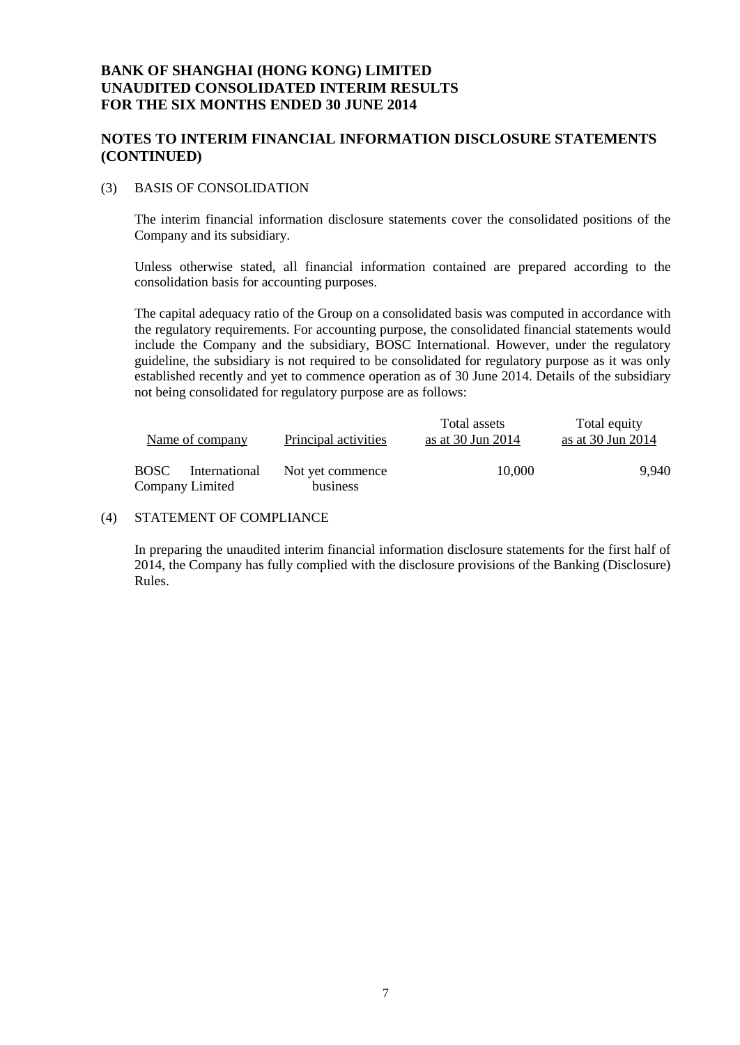# BANK OF SHANGHAI (HONG KONG) LIMITED
# UNAUDITED CONSOLIDATED INTERIM RESULTS
# FOR THE SIX MONTHS ENDED 30 JUNE 2014

## NOTES TO INTERIM FINANCIAL INFORMATION DISCLOSURE STATEMENTS (CONTINUED)

### (3) BASIS OF CONSOLIDATION

The interim financial information disclosure statements cover the consolidated positions of the Company and its subsidiary.

Unless otherwise stated, all financial information contained are prepared according to the consolidation basis for accounting purposes.

The capital adequacy ratio of the Group on a consolidated basis was computed in accordance with the regulatory requirements. For accounting purpose, the consolidated financial statements would include the Company and the subsidiary, BOSC International. However, under the regulatory guideline, the subsidiary is not required to be consolidated for regulatory purpose as it was only established recently and yet to commence operation as of 30 June 2014. Details of the subsidiary not being consolidated for regulatory purpose are as follows:

| Name of company | Principal activities | Total assets as at 30 Jun 2014 | Total equity as at 30 Jun 2014 |
|---|---|---|---|
| BOSC International Company Limited | Not yet commence business | 10,000 | 9,940 |

### (4) STATEMENT OF COMPLIANCE

In preparing the unaudited interim financial information disclosure statements for the first half of 2014, the Company has fully complied with the disclosure provisions of the Banking (Disclosure) Rules.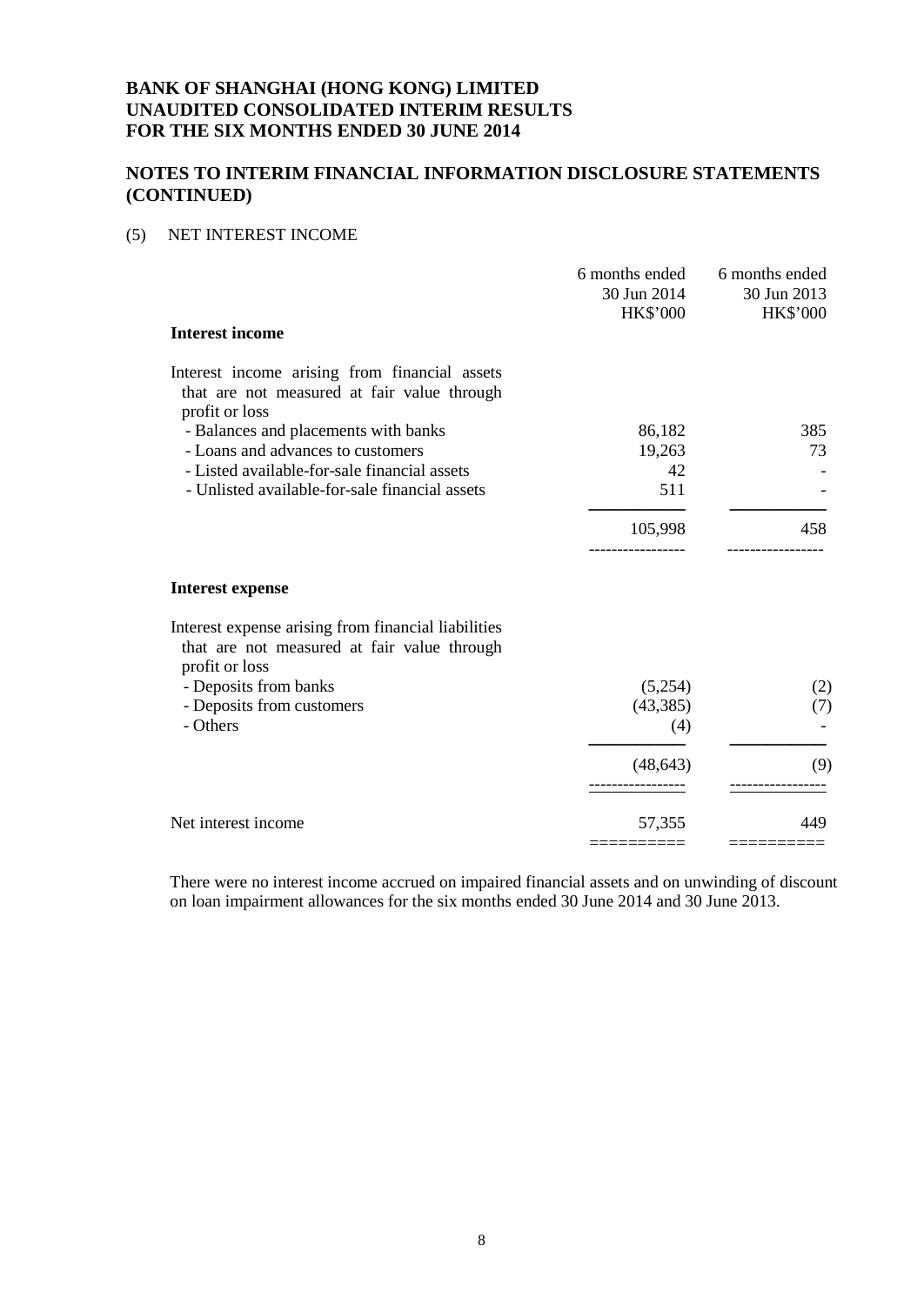**BANK OF SHANGHAI (HONG KONG) LIMITED**
**UNAUDITED CONSOLIDATED INTERIM RESULTS**
**FOR THE SIX MONTHS ENDED 30 JUNE 2014**

## NOTES TO INTERIM FINANCIAL INFORMATION DISCLOSURE STATEMENTS (CONTINUED)

### (5) NET INTEREST INCOME

| | 6 months ended 30 Jun 2014 HK$'000 | 6 months ended 30 Jun 2013 HK$'000 |
|---|---|---|
| **Interest income** | | |
| Interest income arising from financial assets that are not measured at fair value through profit or loss | | |
| - Balances and placements with banks | 86,182 | 385 |
| - Loans and advances to customers | 19,263 | 73 |
| - Listed available-for-sale financial assets | 42 | - |
| - Unlisted available-for-sale financial assets | 511 | - |
| | 105,998 | 458 |
| **Interest expense** | | |
| Interest expense arising from financial liabilities that are not measured at fair value through profit or loss | | |
| - Deposits from banks | (5,254) | (2) |
| - Deposits from customers | (43,385) | (7) |
| - Others | (4) | - |
| | (48,643) | (9) |
| Net interest income | 57,355 | 449 |

There were no interest income accrued on impaired financial assets and on unwinding of discount on loan impairment allowances for the six months ended 30 June 2014 and 30 June 2013.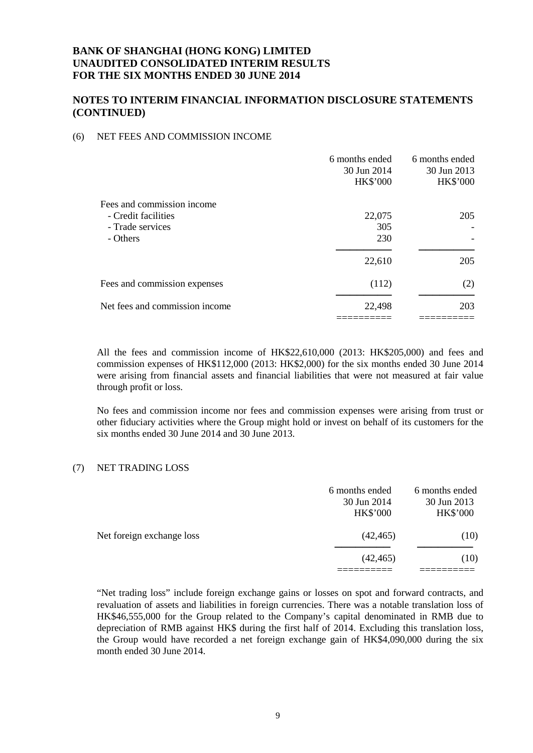# BANK OF SHANGHAI (HONG KONG) LIMITED
# UNAUDITED CONSOLIDATED INTERIM RESULTS
# FOR THE SIX MONTHS ENDED 30 JUNE 2014

## NOTES TO INTERIM FINANCIAL INFORMATION DISCLOSURE STATEMENTS (CONTINUED)

### (6) NET FEES AND COMMISSION INCOME

| | 6 months ended 30 Jun 2014 HK$'000 | 6 months ended 30 Jun 2013 HK$'000 |
|---|---|---|
| Fees and commission income | | |
| - Credit facilities | 22,075 | 205 |
| - Trade services | 305 | - |
| - Others | 230 | - |
| | 22,610 | 205 |
| Fees and commission expenses | (112) | (2) |
| Net fees and commission income | 22,498 | 203 |

All the fees and commission income of HK$22,610,000 (2013: HK$205,000) and fees and commission expenses of HK$112,000 (2013: HK$2,000) for the six months ended 30 June 2014 were arising from financial assets and financial liabilities that were not measured at fair value through profit or loss.

No fees and commission income nor fees and commission expenses were arising from trust or other fiduciary activities where the Group might hold or invest on behalf of its customers for the six months ended 30 June 2014 and 30 June 2013.

### (7) NET TRADING LOSS

| | 6 months ended 30 Jun 2014 HK$'000 | 6 months ended 30 Jun 2013 HK$'000 |
|---|---|---|
| Net foreign exchange loss | (42,465) | (10) |
| | (42,465) | (10) |

"Net trading loss" include foreign exchange gains or losses on spot and forward contracts, and revaluation of assets and liabilities in foreign currencies. There was a notable translation loss of HK$46,555,000 for the Group related to the Company's capital denominated in RMB due to depreciation of RMB against HK$ during the first half of 2014. Excluding this translation loss, the Group would have recorded a net foreign exchange gain of HK$4,090,000 during the six month ended 30 June 2014.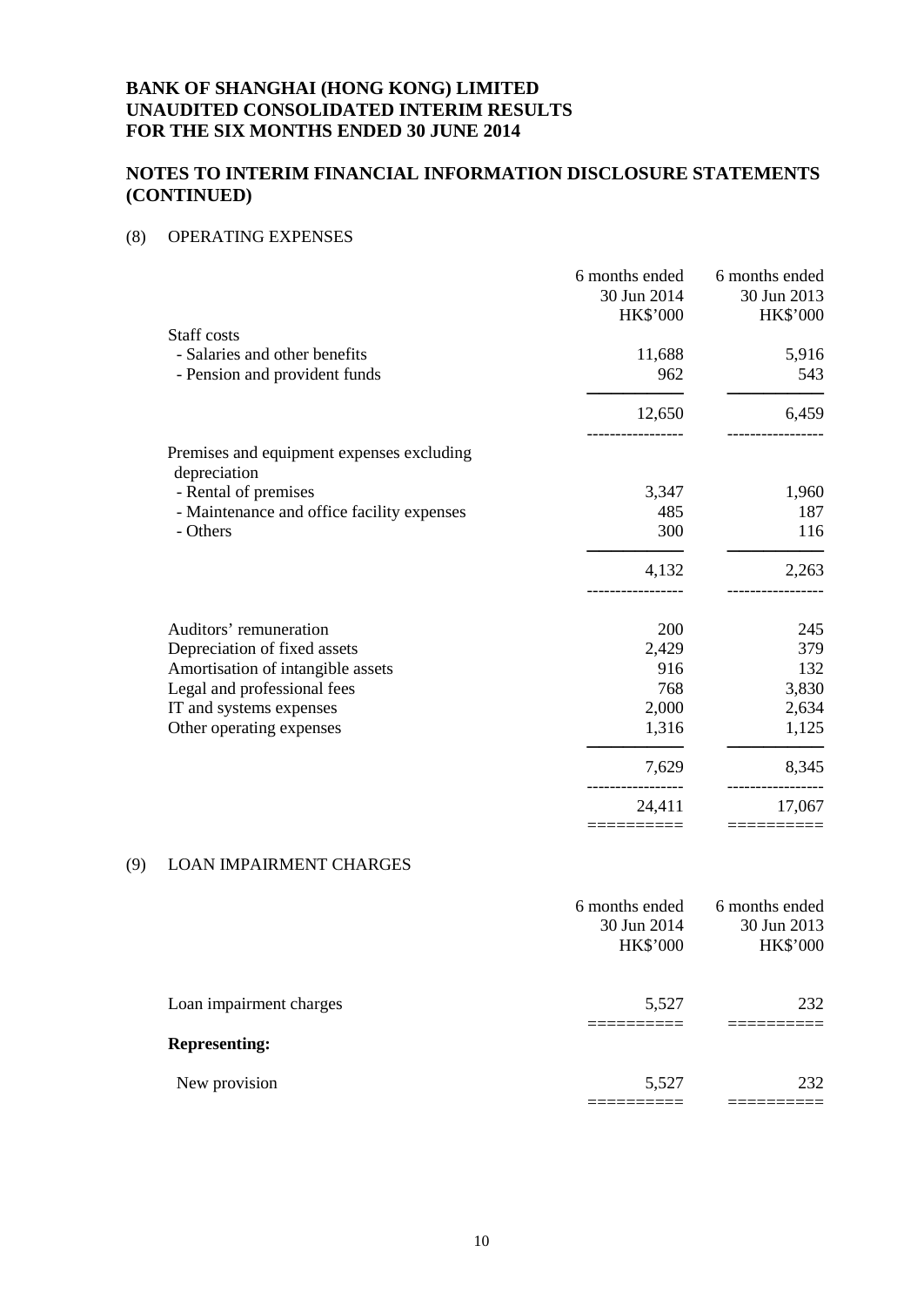# BANK OF SHANGHAI (HONG KONG) LIMITED
# UNAUDITED CONSOLIDATED INTERIM RESULTS
# FOR THE SIX MONTHS ENDED 30 JUNE 2014

## NOTES TO INTERIM FINANCIAL INFORMATION DISCLOSURE STATEMENTS (CONTINUED)

### (8) OPERATING EXPENSES

| | 6 months ended 30 Jun 2014 HK$'000 | 6 months ended 30 Jun 2013 HK$'000 |
|---|---|---|
| Staff costs | | |
| - Salaries and other benefits | 11,688 | 5,916 |
| - Pension and provident funds | 962 | 543 |
| | 12,650 | 6,459 |
| Premises and equipment expenses excluding depreciation | | |
| - Rental of premises | 3,347 | 1,960 |
| - Maintenance and office facility expenses | 485 | 187 |
| - Others | 300 | 116 |
| | 4,132 | 2,263 |
| Auditors' remuneration | 200 | 245 |
| Depreciation of fixed assets | 2,429 | 379 |
| Amortisation of intangible assets | 916 | 132 |
| Legal and professional fees | 768 | 3,830 |
| IT and systems expenses | 2,000 | 2,634 |
| Other operating expenses | 1,316 | 1,125 |
| | 7,629 | 8,345 |
| | 24,411 | 17,067 |

### (9) LOAN IMPAIRMENT CHARGES

| | 6 months ended 30 Jun 2014 HK$'000 | 6 months ended 30 Jun 2013 HK$'000 |
|---|---|---|
| Loan impairment charges | 5,527 | 232 |
| **Representing:** | | |
| New provision | 5,527 | 232 |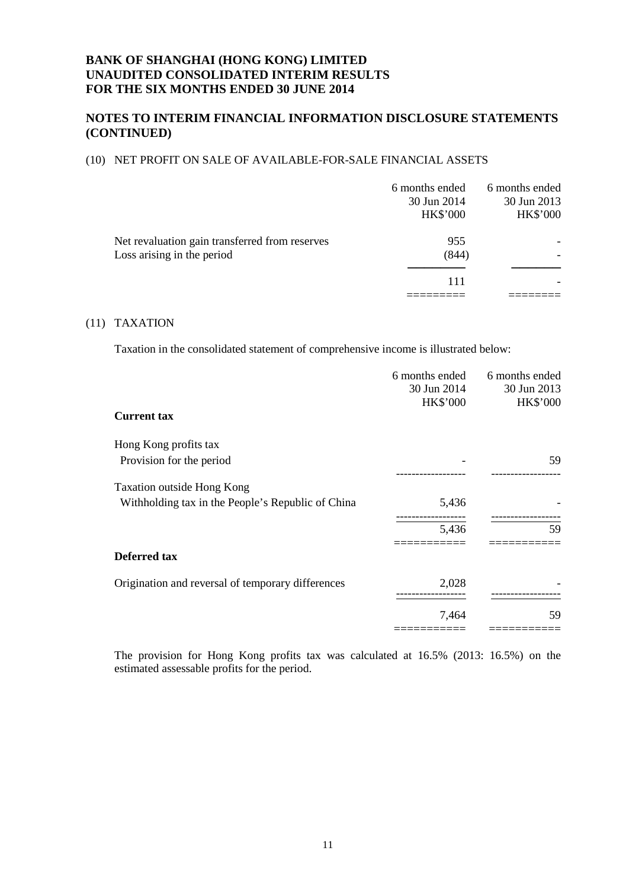# BANK OF SHANGHAI (HONG KONG) LIMITED
# UNAUDITED CONSOLIDATED INTERIM RESULTS
# FOR THE SIX MONTHS ENDED 30 JUNE 2014

## NOTES TO INTERIM FINANCIAL INFORMATION DISCLOSURE STATEMENTS (CONTINUED)

### (10) NET PROFIT ON SALE OF AVAILABLE-FOR-SALE FINANCIAL ASSETS

| | 6 months ended 30 Jun 2014 HK$'000 | 6 months ended 30 Jun 2013 HK$'000 |
|---|---|---|
| Net revaluation gain transferred from reserves | 955 | - |
| Loss arising in the period | (844) | - |
| | 111 | - |

### (11) TAXATION

Taxation in the consolidated statement of comprehensive income is illustrated below:

| | 6 months ended 30 Jun 2014 HK$'000 | 6 months ended 30 Jun 2013 HK$'000 |
|---|---|---|
| **Current tax** | | |
| Hong Kong profits tax | | |
| Provision for the period | - | 59 |
| Taxation outside Hong Kong | | |
| Withholding tax in the People's Republic of China | 5,436 | - |
| | 5,436 | 59 |
| **Deferred tax** | | |
| Origination and reversal of temporary differences | 2,028 | - |
| | 7,464 | 59 |

The provision for Hong Kong profits tax was calculated at 16.5% (2013: 16.5%) on the estimated assessable profits for the period.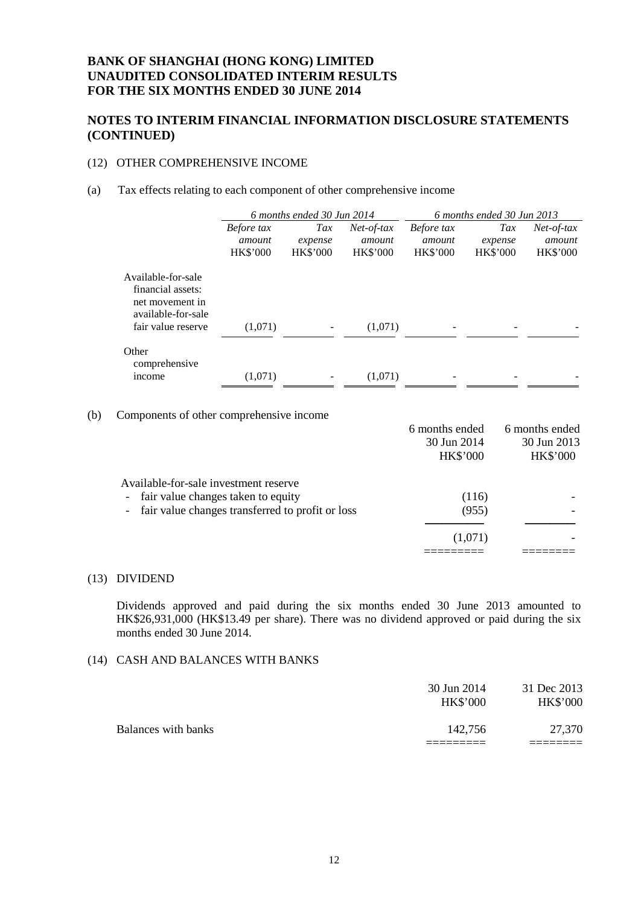# BANK OF SHANGHAI (HONG KONG) LIMITED
# UNAUDITED CONSOLIDATED INTERIM RESULTS
# FOR THE SIX MONTHS ENDED 30 JUNE 2014

## NOTES TO INTERIM FINANCIAL INFORMATION DISCLOSURE STATEMENTS (CONTINUED)

### (12) OTHER COMPREHENSIVE INCOME

(a) Tax effects relating to each component of other comprehensive income

| | *6 months ended 30 Jun 2014* | | | *6 months ended 30 Jun 2013* | | |
|---|---|---|---|---|---|---|
| | *Before tax amount* HK$'000 | *Tax expense* HK$'000 | *Net-of-tax amount* HK$'000 | *Before tax amount* HK$'000 | *Tax expense* HK$'000 | *Net-of-tax amount* HK$'000 |
| Available-for-sale financial assets: net movement in available-for-sale fair value reserve | (1,071) | - | (1,071) | - | - | - |
| Other comprehensive income | (1,071) | - | (1,071) | - | - | - |

(b) Components of other comprehensive income

| | 6 months ended 30 Jun 2014 HK$'000 | 6 months ended 30 Jun 2013 HK$'000 |
|---|---|---|
| Available-for-sale investment reserve | | |
| - fair value changes taken to equity | (116) | - |
| - fair value changes transferred to profit or loss | (955) | - |
| | (1,071) | - |

### (13) DIVIDEND

Dividends approved and paid during the six months ended 30 June 2013 amounted to HK$26,931,000 (HK$13.49 per share). There was no dividend approved or paid during the six months ended 30 June 2014.

### (14) CASH AND BALANCES WITH BANKS

| | 30 Jun 2014 HK$'000 | 31 Dec 2013 HK$'000 |
|---|---|---|
| Balances with banks | 142,756 | 27,370 |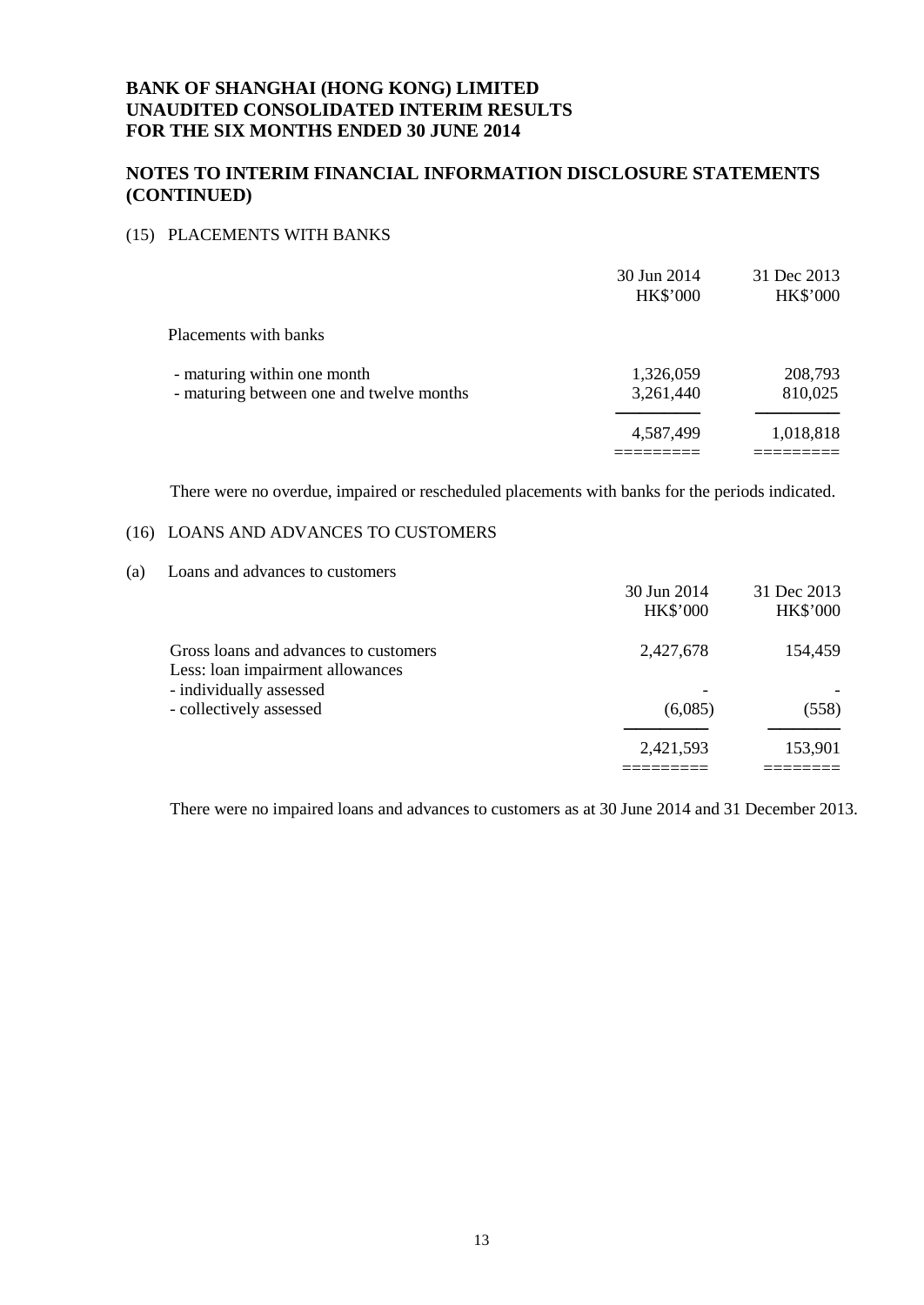# BANK OF SHANGHAI (HONG KONG) LIMITED
# UNAUDITED CONSOLIDATED INTERIM RESULTS
# FOR THE SIX MONTHS ENDED 30 JUNE 2014

## NOTES TO INTERIM FINANCIAL INFORMATION DISCLOSURE STATEMENTS (CONTINUED)

### (15) PLACEMENTS WITH BANKS

| | 30 Jun 2014<br>HK$'000 | 31 Dec 2013<br>HK$'000 |
|---|---|---|
| Placements with banks | | |
| - maturing within one month | 1,326,059 | 208,793 |
| - maturing between one and twelve months | 3,261,440 | 810,025 |
| | 4,587,499 | 1,018,818 |

There were no overdue, impaired or rescheduled placements with banks for the periods indicated.

### (16) LOANS AND ADVANCES TO CUSTOMERS

(a) Loans and advances to customers

| | 30 Jun 2014<br>HK$'000 | 31 Dec 2013<br>HK$'000 |
|---|---|---|
| Gross loans and advances to customers | 2,427,678 | 154,459 |
| Less: loan impairment allowances | | |
| - individually assessed | - | - |
| - collectively assessed | (6,085) | (558) |
| | 2,421,593 | 153,901 |

There were no impaired loans and advances to customers as at 30 June 2014 and 31 December 2013.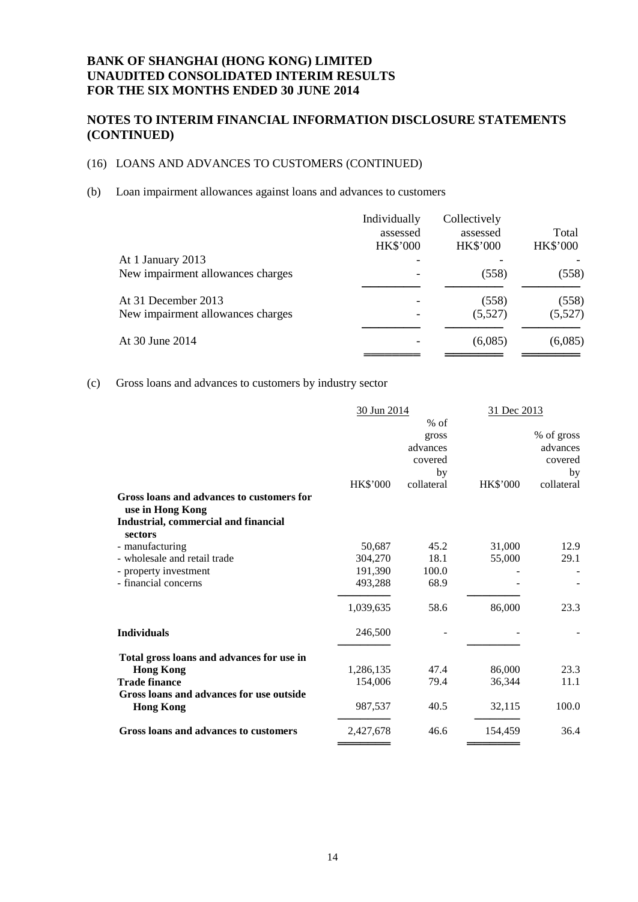# BANK OF SHANGHAI (HONG KONG) LIMITED
# UNAUDITED CONSOLIDATED INTERIM RESULTS
# FOR THE SIX MONTHS ENDED 30 JUNE 2014

## NOTES TO INTERIM FINANCIAL INFORMATION DISCLOSURE STATEMENTS (CONTINUED)

(16) LOANS AND ADVANCES TO CUSTOMERS (CONTINUED)

(b) Loan impairment allowances against loans and advances to customers

| | Individually assessed HK$'000 | Collectively assessed HK$'000 | Total HK$'000 |
|---|---|---|---|
| At 1 January 2013 | - | - | - |
| New impairment allowances charges | - | (558) | (558) |
| At 31 December 2013 | - | (558) | (558) |
| New impairment allowances charges | - | (5,527) | (5,527) |
| At 30 June 2014 | - | (6,085) | (6,085) |

(c) Gross loans and advances to customers by industry sector

| | 30 Jun 2014 | | 31 Dec 2013 | |
|---|---|---|---|---|
| | HK$'000 | % of gross advances covered by collateral | HK$'000 | % of gross advances covered by collateral |
| **Gross loans and advances to customers for use in Hong Kong** | | | | |
| **Industrial, commercial and financial sectors** | | | | |
| - manufacturing | 50,687 | 45.2 | 31,000 | 12.9 |
| - wholesale and retail trade | 304,270 | 18.1 | 55,000 | 29.1 |
| - property investment | 191,390 | 100.0 | - | - |
| - financial concerns | 493,288 | 68.9 | - | - |
| | 1,039,635 | 58.6 | 86,000 | 23.3 |
| **Individuals** | 246,500 | - | - | - |
| **Total gross loans and advances for use in Hong Kong** | 1,286,135 | 47.4 | 86,000 | 23.3 |
| **Trade finance** | 154,006 | 79.4 | 36,344 | 11.1 |
| **Gross loans and advances for use outside Hong Kong** | 987,537 | 40.5 | 32,115 | 100.0 |
| **Gross loans and advances to customers** | 2,427,678 | 46.6 | 154,459 | 36.4 |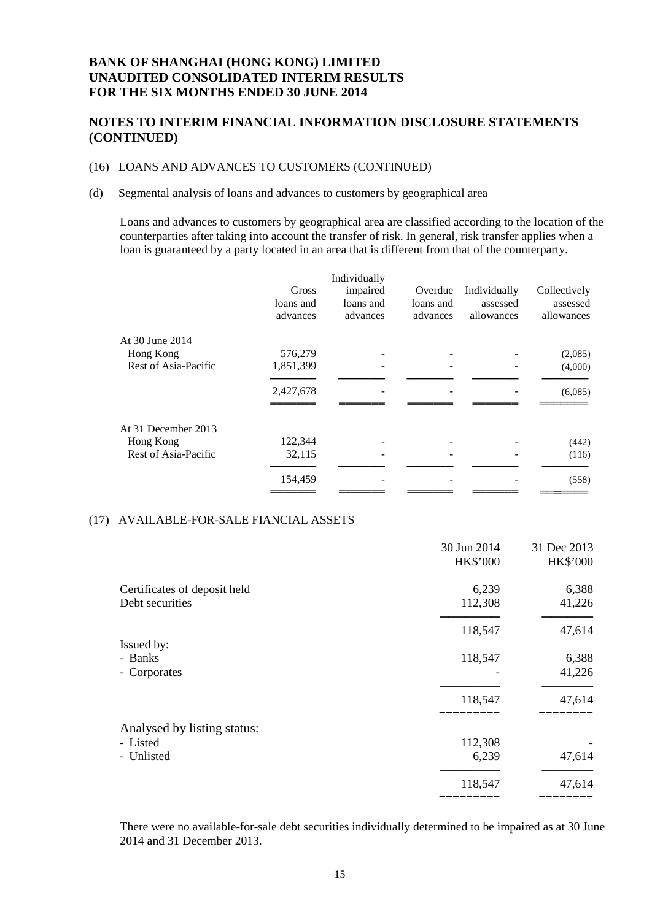## NOTES TO INTERIM FINANCIAL INFORMATION DISCLOSURE STATEMENTS (CONTINUED)

(16) LOANS AND ADVANCES TO CUSTOMERS (CONTINUED)

(d) Segmental analysis of loans and advances to customers by geographical area

Loans and advances to customers by geographical area are classified according to the location of the counterparties after taking into account the transfer of risk. In general, risk transfer applies when a loan is guaranteed by a party located in an area that is different from that of the counterparty.

| | Gross loans and advances | Individually impaired loans and advances | Overdue loans and advances | Individually assessed allowances | Collectively assessed allowances |
|---|---|---|---|---|---|
| At 30 June 2014 | | | | | |
| Hong Kong | 576,279 | - | - | - | (2,085) |
| Rest of Asia-Pacific | 1,851,399 | - | - | - | (4,000) |
| | 2,427,678 | - | - | - | (6,085) |
| At 31 December 2013 | | | | | |
| Hong Kong | 122,344 | - | - | - | (442) |
| Rest of Asia-Pacific | 32,115 | - | - | - | (116) |
| | 154,459 | - | - | - | (558) |

(17) AVAILABLE-FOR-SALE FIANCIAL ASSETS

| | 30 Jun 2014 HK$'000 | 31 Dec 2013 HK$'000 |
|---|---|---|
| Certificates of deposit held | 6,239 | 6,388 |
| Debt securities | 112,308 | 41,226 |
| | 118,547 | 47,614 |
| Issued by: | | |
| - Banks | 118,547 | 6,388 |
| - Corporates | - | 41,226 |
| | 118,547 | 47,614 |
| Analysed by listing status: | | |
| - Listed | 112,308 | - |
| - Unlisted | 6,239 | 47,614 |
| | 118,547 | 47,614 |

There were no available-for-sale debt securities individually determined to be impaired as at 30 June 2014 and 31 December 2013.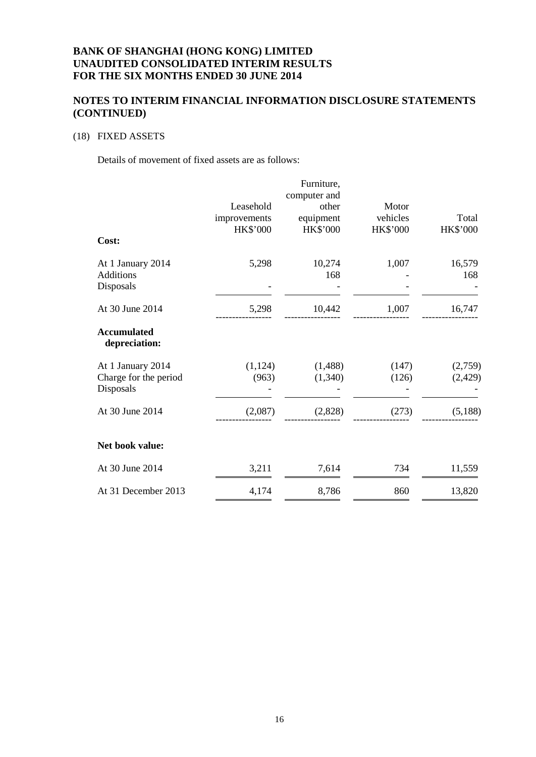# BANK OF SHANGHAI (HONG KONG) LIMITED
# UNAUDITED CONSOLIDATED INTERIM RESULTS
# FOR THE SIX MONTHS ENDED 30 JUNE 2014

## NOTES TO INTERIM FINANCIAL INFORMATION DISCLOSURE STATEMENTS (CONTINUED)

### (18) FIXED ASSETS

Details of movement of fixed assets are as follows:

| | Leasehold improvements HK$'000 | Furniture, computer and other equipment HK$'000 | Motor vehicles HK$'000 | Total HK$'000 |
|---|---|---|---|---|
| **Cost:** | | | | |
| At 1 January 2014 | 5,298 | 10,274 | 1,007 | 16,579 |
| Additions | | 168 | - | 168 |
| Disposals | - | - | - | - |
| At 30 June 2014 | 5,298 | 10,442 | 1,007 | 16,747 |
| **Accumulated depreciation:** | | | | |
| At 1 January 2014 | (1,124) | (1,488) | (147) | (2,759) |
| Charge for the period | (963) | (1,340) | (126) | (2,429) |
| Disposals | - | - | - | - |
| At 30 June 2014 | (2,087) | (2,828) | (273) | (5,188) |
| **Net book value:** | | | | |
| At 30 June 2014 | 3,211 | 7,614 | 734 | 11,559 |
| At 31 December 2013 | 4,174 | 8,786 | 860 | 13,820 |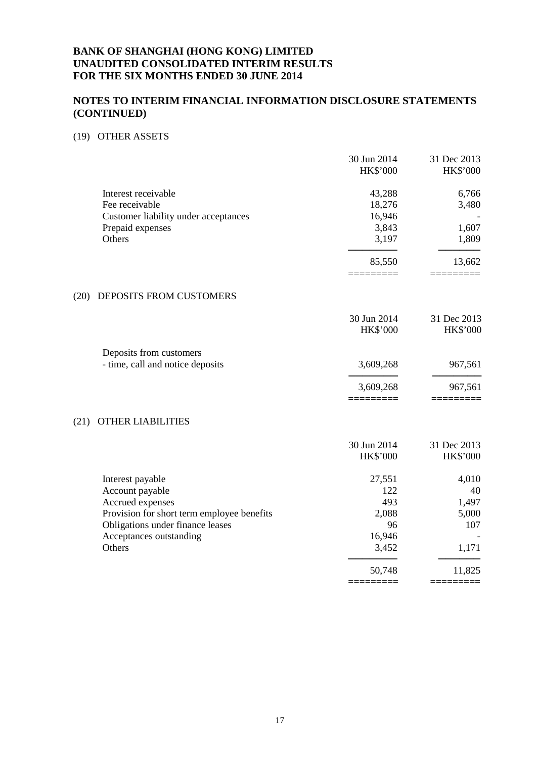**BANK OF SHANGHAI (HONG KONG) LIMITED**
**UNAUDITED CONSOLIDATED INTERIM RESULTS**
**FOR THE SIX MONTHS ENDED 30 JUNE 2014**

## NOTES TO INTERIM FINANCIAL INFORMATION DISCLOSURE STATEMENTS (CONTINUED)

### (19) OTHER ASSETS

| | 30 Jun 2014<br>HK$'000 | 31 Dec 2013<br>HK$'000 |
|---|---:|---:|
| Interest receivable | 43,288 | 6,766 |
| Fee receivable | 18,276 | 3,480 |
| Customer liability under acceptances | 16,946 | - |
| Prepaid expenses | 3,843 | 1,607 |
| Others | 3,197 | 1,809 |
| | 85,550 | 13,662 |

### (20) DEPOSITS FROM CUSTOMERS

| | 30 Jun 2014<br>HK$'000 | 31 Dec 2013<br>HK$'000 |
|---|---:|---:|
| Deposits from customers | | |
| - time, call and notice deposits | 3,609,268 | 967,561 |
| | 3,609,268 | 967,561 |

### (21) OTHER LIABILITIES

| | 30 Jun 2014<br>HK$'000 | 31 Dec 2013<br>HK$'000 |
|---|---:|---:|
| Interest payable | 27,551 | 4,010 |
| Account payable | 122 | 40 |
| Accrued expenses | 493 | 1,497 |
| Provision for short term employee benefits | 2,088 | 5,000 |
| Obligations under finance leases | 96 | 107 |
| Acceptances outstanding | 16,946 | - |
| Others | 3,452 | 1,171 |
| | 50,748 | 11,825 |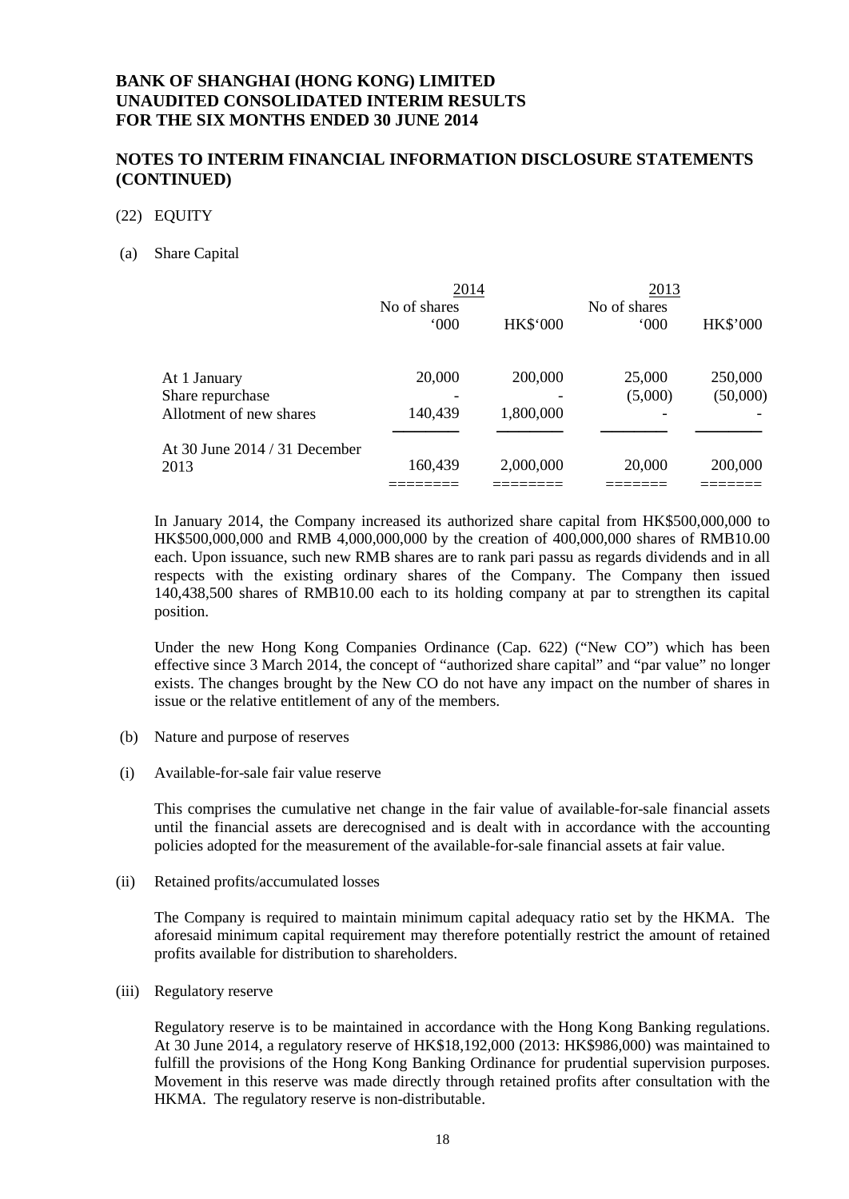## NOTES TO INTERIM FINANCIAL INFORMATION DISCLOSURE STATEMENTS (CONTINUED)

(22) EQUITY

(a) Share Capital

| | 2014 | | 2013 | |
|---|---|---|---|---|
| | No of shares '000 | HK$'000 | No of shares '000 | HK$'000 |
| At 1 January | 20,000 | 200,000 | 25,000 | 250,000 |
| Share repurchase | - | - | (5,000) | (50,000) |
| Allotment of new shares | 140,439 | 1,800,000 | - | - |
| At 30 June 2014 / 31 December 2013 | 160,439 | 2,000,000 | 20,000 | 200,000 |

In January 2014, the Company increased its authorized share capital from HK$500,000,000 to HK$500,000,000 and RMB 4,000,000,000 by the creation of 400,000,000 shares of RMB10.00 each. Upon issuance, such new RMB shares are to rank pari passu as regards dividends and in all respects with the existing ordinary shares of the Company. The Company then issued 140,438,500 shares of RMB10.00 each to its holding company at par to strengthen its capital position.

Under the new Hong Kong Companies Ordinance (Cap. 622) ("New CO") which has been effective since 3 March 2014, the concept of "authorized share capital" and "par value" no longer exists. The changes brought by the New CO do not have any impact on the number of shares in issue or the relative entitlement of any of the members.

(b) Nature and purpose of reserves

(i) Available-for-sale fair value reserve

This comprises the cumulative net change in the fair value of available-for-sale financial assets until the financial assets are derecognised and is dealt with in accordance with the accounting policies adopted for the measurement of the available-for-sale financial assets at fair value.

(ii) Retained profits/accumulated losses

The Company is required to maintain minimum capital adequacy ratio set by the HKMA. The aforesaid minimum capital requirement may therefore potentially restrict the amount of retained profits available for distribution to shareholders.

(iii) Regulatory reserve

Regulatory reserve is to be maintained in accordance with the Hong Kong Banking regulations. At 30 June 2014, a regulatory reserve of HK$18,192,000 (2013: HK$986,000) was maintained to fulfill the provisions of the Hong Kong Banking Ordinance for prudential supervision purposes. Movement in this reserve was made directly through retained profits after consultation with the HKMA. The regulatory reserve is non-distributable.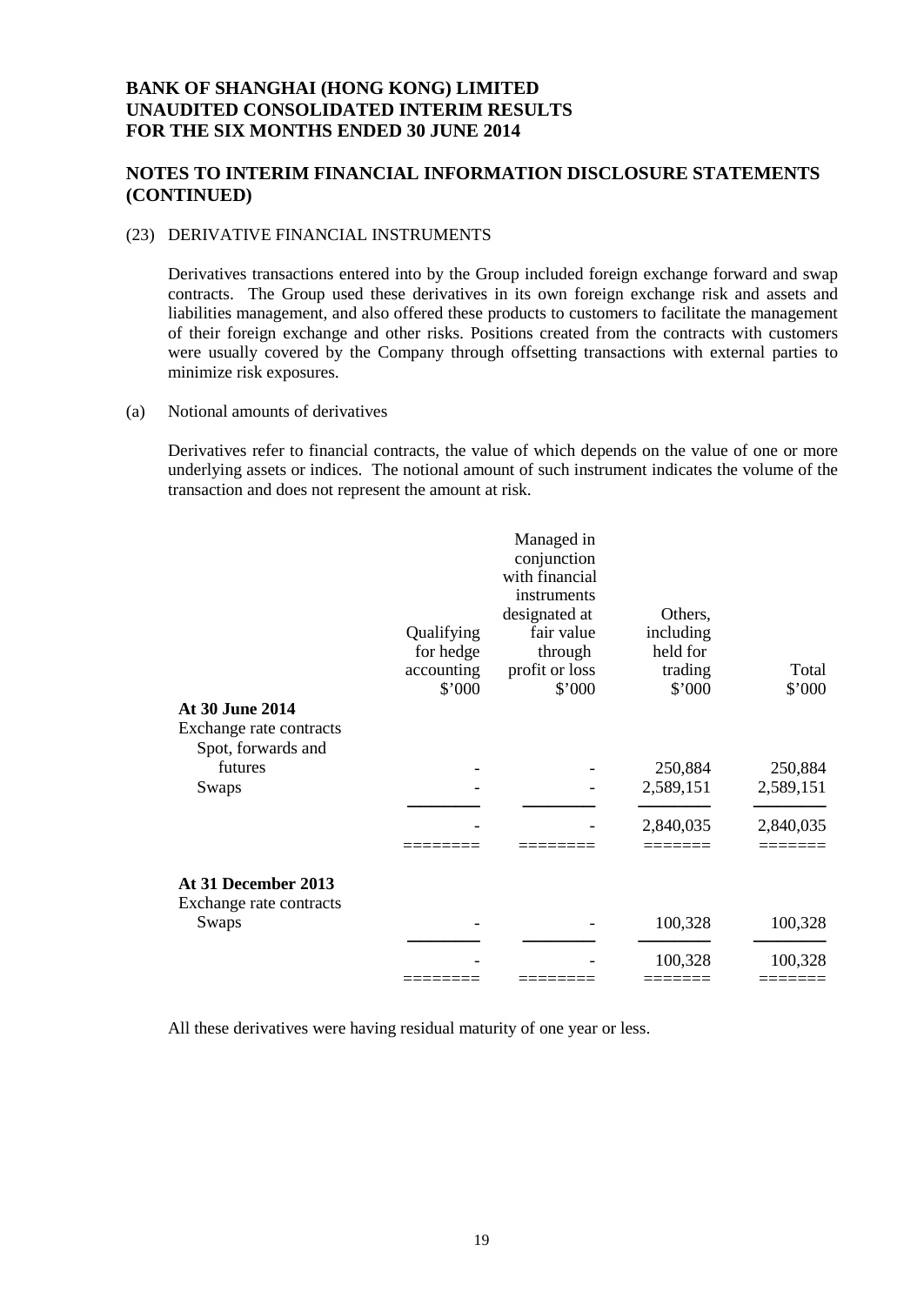## NOTES TO INTERIM FINANCIAL INFORMATION DISCLOSURE STATEMENTS (CONTINUED)

(23) DERIVATIVE FINANCIAL INSTRUMENTS

Derivatives transactions entered into by the Group included foreign exchange forward and swap contracts. The Group used these derivatives in its own foreign exchange risk and assets and liabilities management, and also offered these products to customers to facilitate the management of their foreign exchange and other risks. Positions created from the contracts with customers were usually covered by the Company through offsetting transactions with external parties to minimize risk exposures.

(a) Notional amounts of derivatives

Derivatives refer to financial contracts, the value of which depends on the value of one or more underlying assets or indices. The notional amount of such instrument indicates the volume of the transaction and does not represent the amount at risk.

| | Qualifying for hedge accounting $'000 | Managed in conjunction with financial instruments designated at fair value through profit or loss $'000 | Others, including held for trading $'000 | Total $'000 |
|---|---|---|---|---|
| **At 30 June 2014** | | | | |
| Exchange rate contracts | | | | |
| Spot, forwards and futures | - | - | 250,884 | 250,884 |
| Swaps | - | - | 2,589,151 | 2,589,151 |
| | - | - | 2,840,035 | 2,840,035 |
| **At 31 December 2013** | | | | |
| Exchange rate contracts | | | | |
| Swaps | - | - | 100,328 | 100,328 |
| | - | - | 100,328 | 100,328 |

All these derivatives were having residual maturity of one year or less.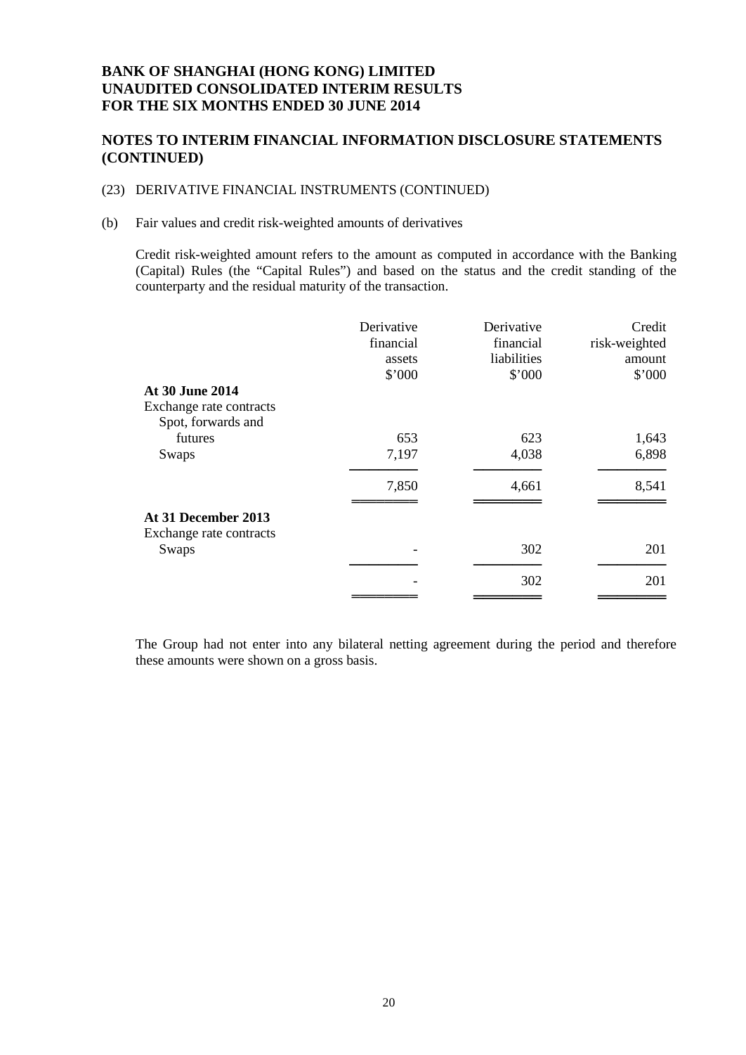# BANK OF SHANGHAI (HONG KONG) LIMITED
# UNAUDITED CONSOLIDATED INTERIM RESULTS
# FOR THE SIX MONTHS ENDED 30 JUNE 2014

## NOTES TO INTERIM FINANCIAL INFORMATION DISCLOSURE STATEMENTS (CONTINUED)

(23) DERIVATIVE FINANCIAL INSTRUMENTS (CONTINUED)

(b) Fair values and credit risk-weighted amounts of derivatives

Credit risk-weighted amount refers to the amount as computed in accordance with the Banking (Capital) Rules (the "Capital Rules") and based on the status and the credit standing of the counterparty and the residual maturity of the transaction.

| | Derivative financial assets $'000 | Derivative financial liabilities $'000 | Credit risk-weighted amount $'000 |
|---|---|---|---|
| **At 30 June 2014** | | | |
| Exchange rate contracts | | | |
| Spot, forwards and futures | 653 | 623 | 1,643 |
| Swaps | 7,197 | 4,038 | 6,898 |
| | 7,850 | 4,661 | 8,541 |
| **At 31 December 2013** | | | |
| Exchange rate contracts | | | |
| Swaps | - | 302 | 201 |
| | - | 302 | 201 |

The Group had not enter into any bilateral netting agreement during the period and therefore these amounts were shown on a gross basis.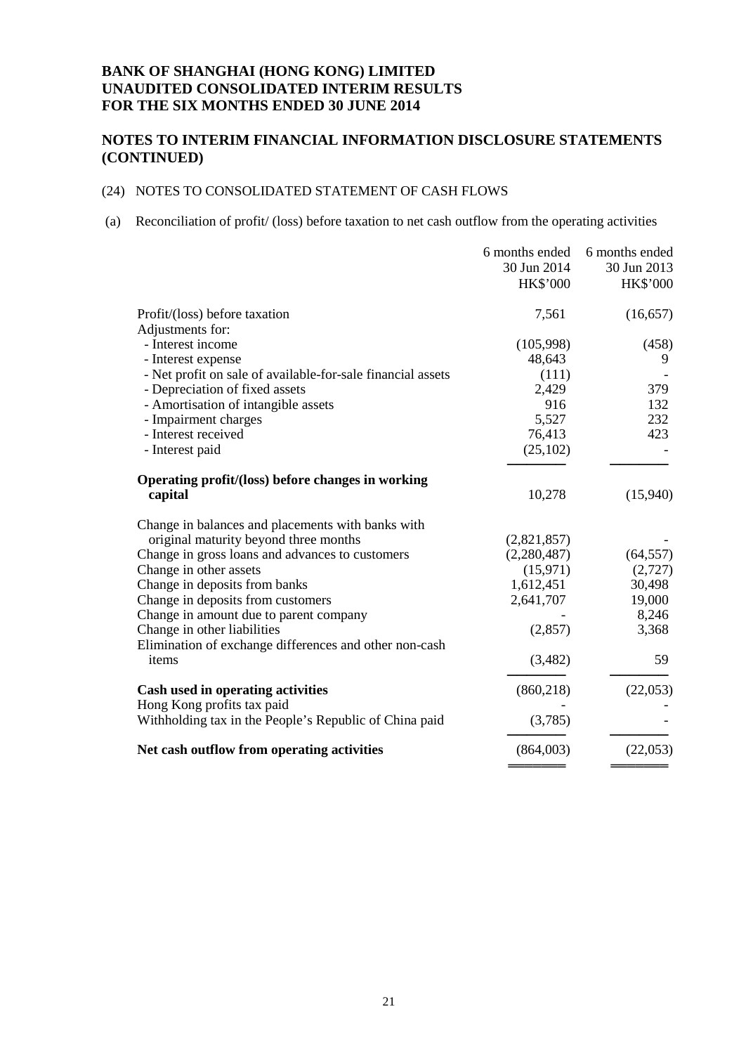# BANK OF SHANGHAI (HONG KONG) LIMITED
# UNAUDITED CONSOLIDATED INTERIM RESULTS
# FOR THE SIX MONTHS ENDED 30 JUNE 2014

## NOTES TO INTERIM FINANCIAL INFORMATION DISCLOSURE STATEMENTS (CONTINUED)

(24) NOTES TO CONSOLIDATED STATEMENT OF CASH FLOWS

(a) Reconciliation of profit/ (loss) before taxation to net cash outflow from the operating activities

| | 6 months ended 30 Jun 2014 HK$'000 | 6 months ended 30 Jun 2013 HK$'000 |
|---|---|---|
| Profit/(loss) before taxation | 7,561 | (16,657) |
| Adjustments for: | | |
| - Interest income | (105,998) | (458) |
| - Interest expense | 48,643 | 9 |
| - Net profit on sale of available-for-sale financial assets | (111) | - |
| - Depreciation of fixed assets | 2,429 | 379 |
| - Amortisation of intangible assets | 916 | 132 |
| - Impairment charges | 5,527 | 232 |
| - Interest received | 76,413 | 423 |
| - Interest paid | (25,102) | - |
| **Operating profit/(loss) before changes in working capital** | 10,278 | (15,940) |
| Change in balances and placements with banks with original maturity beyond three months | (2,821,857) | - |
| Change in gross loans and advances to customers | (2,280,487) | (64,557) |
| Change in other assets | (15,971) | (2,727) |
| Change in deposits from banks | 1,612,451 | 30,498 |
| Change in deposits from customers | 2,641,707 | 19,000 |
| Change in amount due to parent company | - | 8,246 |
| Change in other liabilities | (2,857) | 3,368 |
| Elimination of exchange differences and other non-cash items | (3,482) | 59 |
| **Cash used in operating activities** | (860,218) | (22,053) |
| Hong Kong profits tax paid | - | - |
| Withholding tax in the People's Republic of China paid | (3,785) | - |
| **Net cash outflow from operating activities** | (864,003) | (22,053) |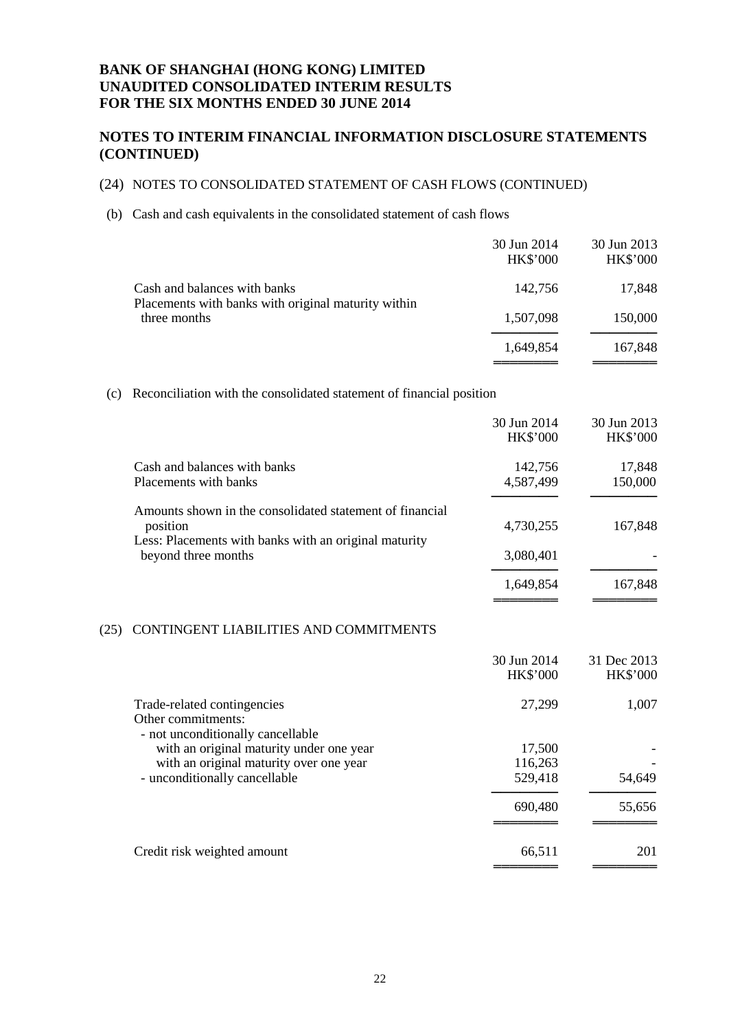# BANK OF SHANGHAI (HONG KONG) LIMITED
# UNAUDITED CONSOLIDATED INTERIM RESULTS
# FOR THE SIX MONTHS ENDED 30 JUNE 2014

## NOTES TO INTERIM FINANCIAL INFORMATION DISCLOSURE STATEMENTS (CONTINUED)

(24) NOTES TO CONSOLIDATED STATEMENT OF CASH FLOWS (CONTINUED)

(b) Cash and cash equivalents in the consolidated statement of cash flows

| | 30 Jun 2014 HK$'000 | 30 Jun 2013 HK$'000 |
|---|---|---|
| Cash and balances with banks | 142,756 | 17,848 |
| Placements with banks with original maturity within three months | 1,507,098 | 150,000 |
| | 1,649,854 | 167,848 |

(c) Reconciliation with the consolidated statement of financial position

| | 30 Jun 2014 HK$'000 | 30 Jun 2013 HK$'000 |
|---|---|---|
| Cash and balances with banks | 142,756 | 17,848 |
| Placements with banks | 4,587,499 | 150,000 |
| Amounts shown in the consolidated statement of financial position | 4,730,255 | 167,848 |
| Less: Placements with banks with an original maturity beyond three months | 3,080,401 | - |
| | 1,649,854 | 167,848 |

(25) CONTINGENT LIABILITIES AND COMMITMENTS

| | 30 Jun 2014 HK$'000 | 31 Dec 2013 HK$'000 |
|---|---|---|
| Trade-related contingencies | 27,299 | 1,007 |
| Other commitments: | | |
| - not unconditionally cancellable | | |
| with an original maturity under one year | 17,500 | - |
| with an original maturity over one year | 116,263 | - |
| - unconditionally cancellable | 529,418 | 54,649 |
| | 690,480 | 55,656 |
| Credit risk weighted amount | 66,511 | 201 |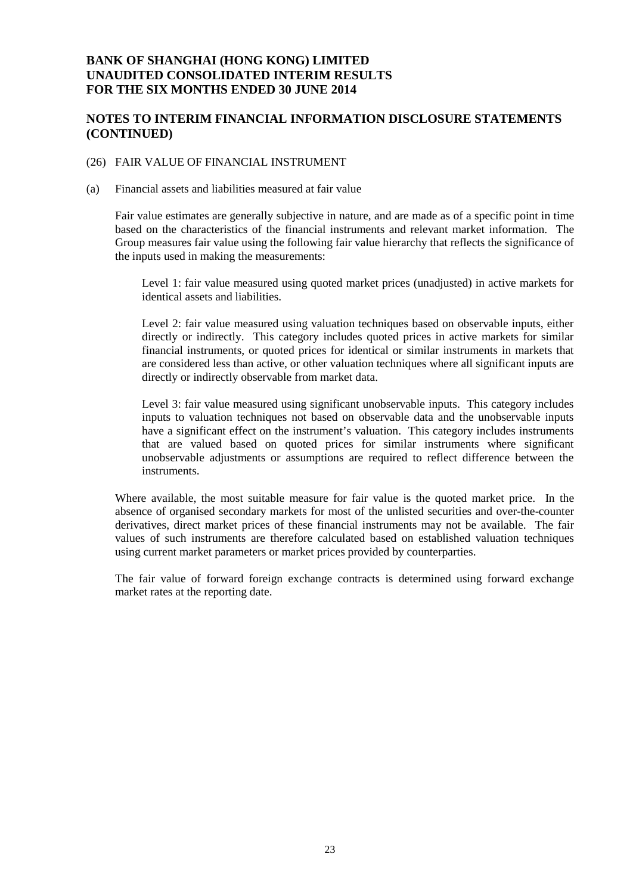## NOTES TO INTERIM FINANCIAL INFORMATION DISCLOSURE STATEMENTS (CONTINUED)

(26) FAIR VALUE OF FINANCIAL INSTRUMENT

(a) Financial assets and liabilities measured at fair value

Fair value estimates are generally subjective in nature, and are made as of a specific point in time based on the characteristics of the financial instruments and relevant market information. The Group measures fair value using the following fair value hierarchy that reflects the significance of the inputs used in making the measurements:

Level 1: fair value measured using quoted market prices (unadjusted) in active markets for identical assets and liabilities.

Level 2: fair value measured using valuation techniques based on observable inputs, either directly or indirectly. This category includes quoted prices in active markets for similar financial instruments, or quoted prices for identical or similar instruments in markets that are considered less than active, or other valuation techniques where all significant inputs are directly or indirectly observable from market data.

Level 3: fair value measured using significant unobservable inputs. This category includes inputs to valuation techniques not based on observable data and the unobservable inputs have a significant effect on the instrument's valuation. This category includes instruments that are valued based on quoted prices for similar instruments where significant unobservable adjustments or assumptions are required to reflect difference between the instruments.

Where available, the most suitable measure for fair value is the quoted market price. In the absence of organised secondary markets for most of the unlisted securities and over-the-counter derivatives, direct market prices of these financial instruments may not be available. The fair values of such instruments are therefore calculated based on established valuation techniques using current market parameters or market prices provided by counterparties.

The fair value of forward foreign exchange contracts is determined using forward exchange market rates at the reporting date.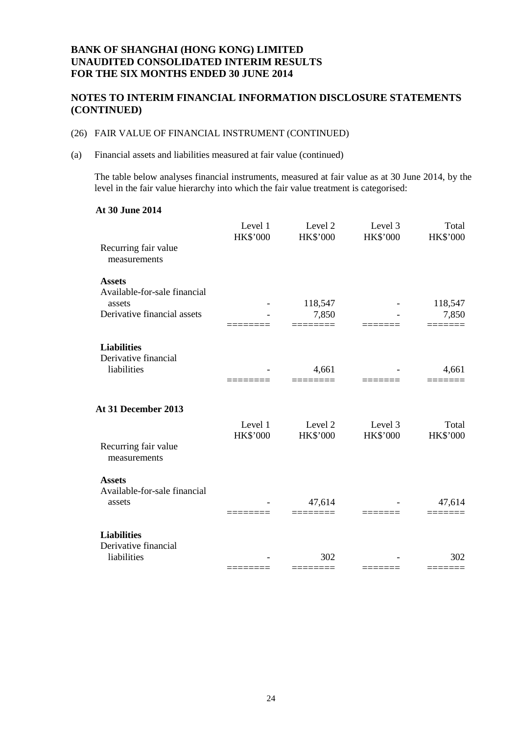# BANK OF SHANGHAI (HONG KONG) LIMITED
# UNAUDITED CONSOLIDATED INTERIM RESULTS
# FOR THE SIX MONTHS ENDED 30 JUNE 2014

## NOTES TO INTERIM FINANCIAL INFORMATION DISCLOSURE STATEMENTS (CONTINUED)

(26) FAIR VALUE OF FINANCIAL INSTRUMENT (CONTINUED)

(a) Financial assets and liabilities measured at fair value (continued)

The table below analyses financial instruments, measured at fair value as at 30 June 2014, by the level in the fair value hierarchy into which the fair value treatment is categorised:

**At 30 June 2014**

| | Level 1<br>HK$'000 | Level 2<br>HK$'000 | Level 3<br>HK$'000 | Total<br>HK$'000 |
|---|---|---|---|---|
| Recurring fair value measurements | | | | |
| **Assets** | | | | |
| Available-for-sale financial assets | - | 118,547 | - | 118,547 |
| Derivative financial assets | - | 7,850 | - | 7,850 |
| **Liabilities** | | | | |
| Derivative financial liabilities | - | 4,661 | - | 4,661 |

**At 31 December 2013**

| | Level 1<br>HK$'000 | Level 2<br>HK$'000 | Level 3<br>HK$'000 | Total<br>HK$'000 |
|---|---|---|---|---|
| Recurring fair value measurements | | | | |
| **Assets** | | | | |
| Available-for-sale financial assets | - | 47,614 | - | 47,614 |
| **Liabilities** | | | | |
| Derivative financial liabilities | - | 302 | - | 302 |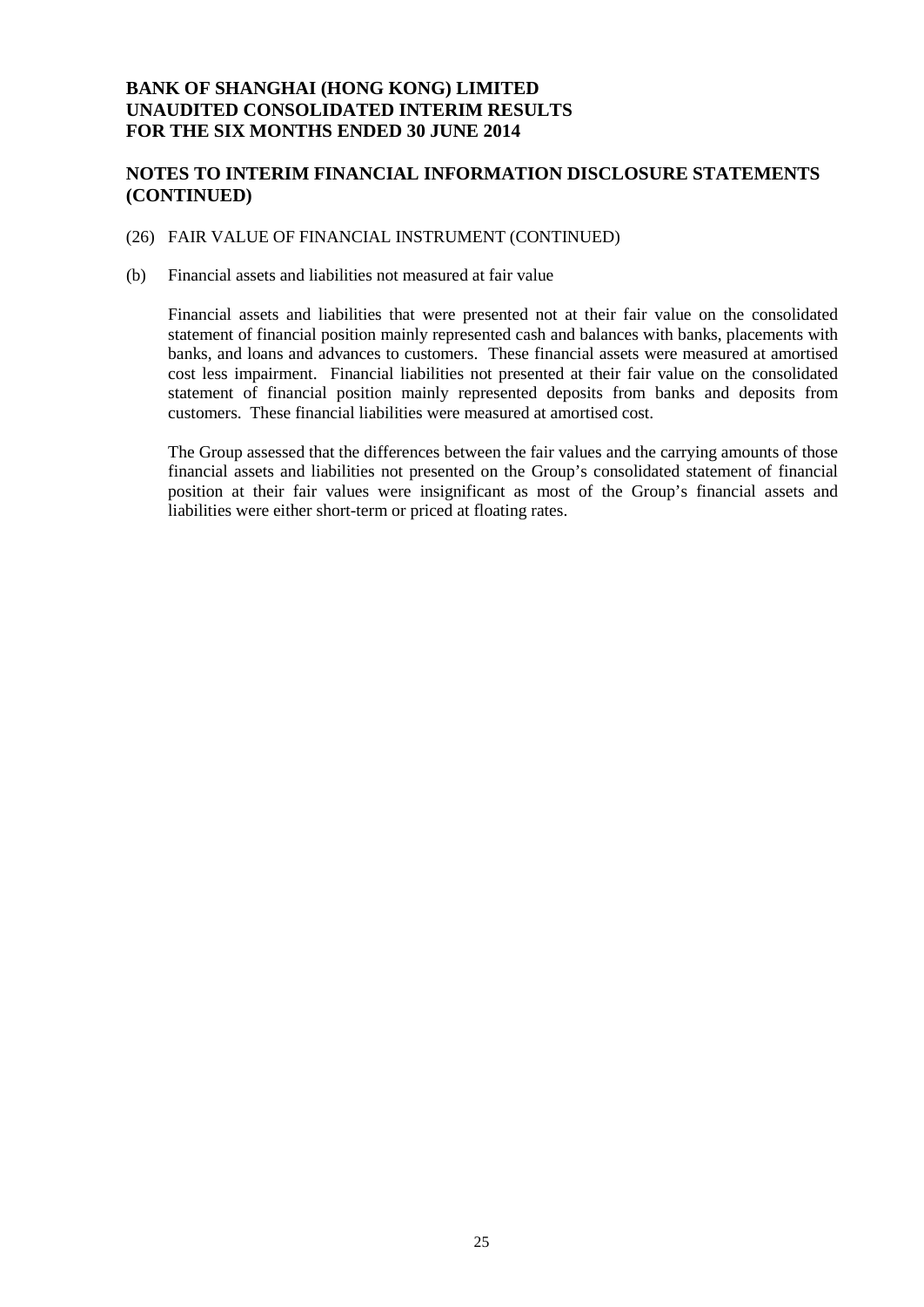## NOTES TO INTERIM FINANCIAL INFORMATION DISCLOSURE STATEMENTS (CONTINUED)

(26) FAIR VALUE OF FINANCIAL INSTRUMENT (CONTINUED)

(b) Financial assets and liabilities not measured at fair value

Financial assets and liabilities that were presented not at their fair value on the consolidated statement of financial position mainly represented cash and balances with banks, placements with banks, and loans and advances to customers. These financial assets were measured at amortised cost less impairment. Financial liabilities not presented at their fair value on the consolidated statement of financial position mainly represented deposits from banks and deposits from customers. These financial liabilities were measured at amortised cost.

The Group assessed that the differences between the fair values and the carrying amounts of those financial assets and liabilities not presented on the Group's consolidated statement of financial position at their fair values were insignificant as most of the Group's financial assets and liabilities were either short-term or priced at floating rates.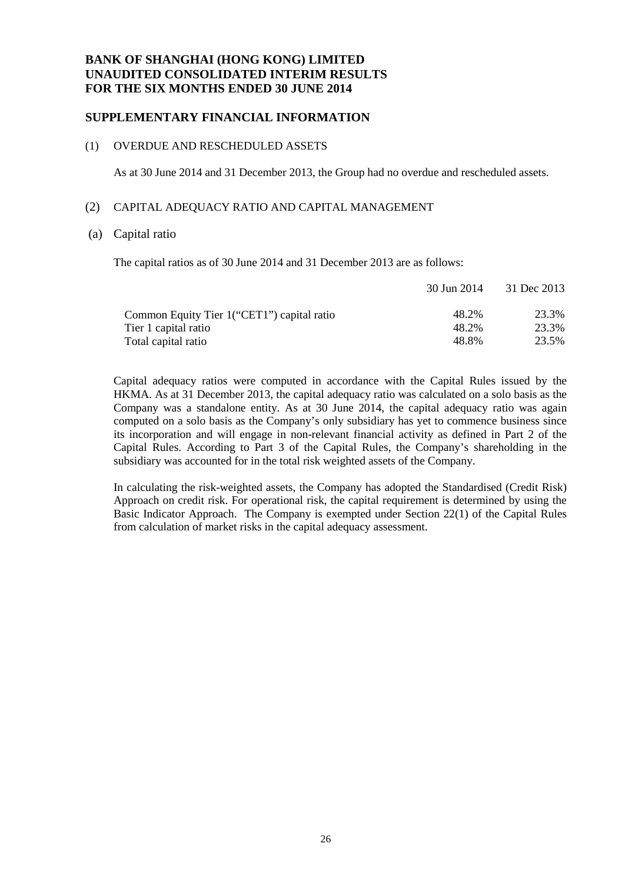# BANK OF SHANGHAI (HONG KONG) LIMITED
# UNAUDITED CONSOLIDATED INTERIM RESULTS
# FOR THE SIX MONTHS ENDED 30 JUNE 2014

## SUPPLEMENTARY FINANCIAL INFORMATION

### (1) OVERDUE AND RESCHEDULED ASSETS

As at 30 June 2014 and 31 December 2013, the Group had no overdue and rescheduled assets.

### (2) CAPITAL ADEQUACY RATIO AND CAPITAL MANAGEMENT

#### (a) Capital ratio

The capital ratios as of 30 June 2014 and 31 December 2013 are as follows:

| | 30 Jun 2014 | 31 Dec 2013 |
|---|---|---|
| Common Equity Tier 1("CET1") capital ratio | 48.2% | 23.3% |
| Tier 1 capital ratio | 48.2% | 23.3% |
| Total capital ratio | 48.8% | 23.5% |

Capital adequacy ratios were computed in accordance with the Capital Rules issued by the HKMA. As at 31 December 2013, the capital adequacy ratio was calculated on a solo basis as the Company was a standalone entity. As at 30 June 2014, the capital adequacy ratio was again computed on a solo basis as the Company's only subsidiary has yet to commence business since its incorporation and will engage in non-relevant financial activity as defined in Part 2 of the Capital Rules. According to Part 3 of the Capital Rules, the Company's shareholding in the subsidiary was accounted for in the total risk weighted assets of the Company.

In calculating the risk-weighted assets, the Company has adopted the Standardised (Credit Risk) Approach on credit risk. For operational risk, the capital requirement is determined by using the Basic Indicator Approach. The Company is exempted under Section 22(1) of the Capital Rules from calculation of market risks in the capital adequacy assessment.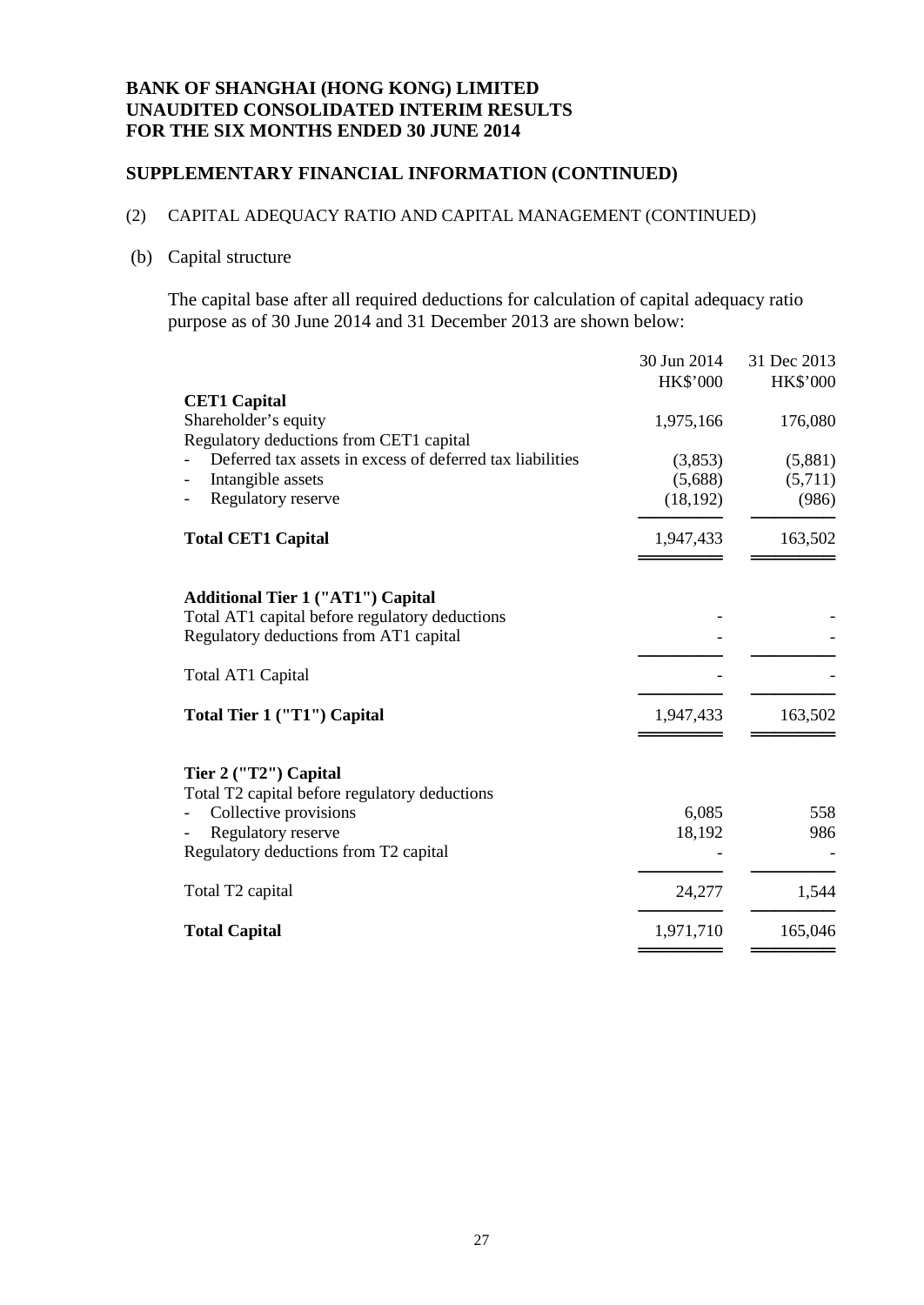# BANK OF SHANGHAI (HONG KONG) LIMITED
# UNAUDITED CONSOLIDATED INTERIM RESULTS
# FOR THE SIX MONTHS ENDED 30 JUNE 2014

## SUPPLEMENTARY FINANCIAL INFORMATION (CONTINUED)

(2) CAPITAL ADEQUACY RATIO AND CAPITAL MANAGEMENT (CONTINUED)

(b) Capital structure

The capital base after all required deductions for calculation of capital adequacy ratio purpose as of 30 June 2014 and 31 December 2013 are shown below:

| | 30 Jun 2014<br>HK$'000 | 31 Dec 2013<br>HK$'000 |
|---|---|---|
| **CET1 Capital** | | |
| Shareholder's equity | 1,975,166 | 176,080 |
| Regulatory deductions from CET1 capital | | |
| - Deferred tax assets in excess of deferred tax liabilities | (3,853) | (5,881) |
| - Intangible assets | (5,688) | (5,711) |
| - Regulatory reserve | (18,192) | (986) |
| **Total CET1 Capital** | 1,947,433 | 163,502 |
| | | |
| **Additional Tier 1 ("AT1") Capital** | | |
| Total AT1 capital before regulatory deductions | - | - |
| Regulatory deductions from AT1 capital | - | - |
| Total AT1 Capital | - | - |
| **Total Tier 1 ("T1") Capital** | 1,947,433 | 163,502 |
| | | |
| **Tier 2 ("T2") Capital** | | |
| Total T2 capital before regulatory deductions | | |
| - Collective provisions | 6,085 | 558 |
| - Regulatory reserve | 18,192 | 986 |
| Regulatory deductions from T2 capital | - | - |
| Total T2 capital | 24,277 | 1,544 |
| **Total Capital** | 1,971,710 | 165,046 |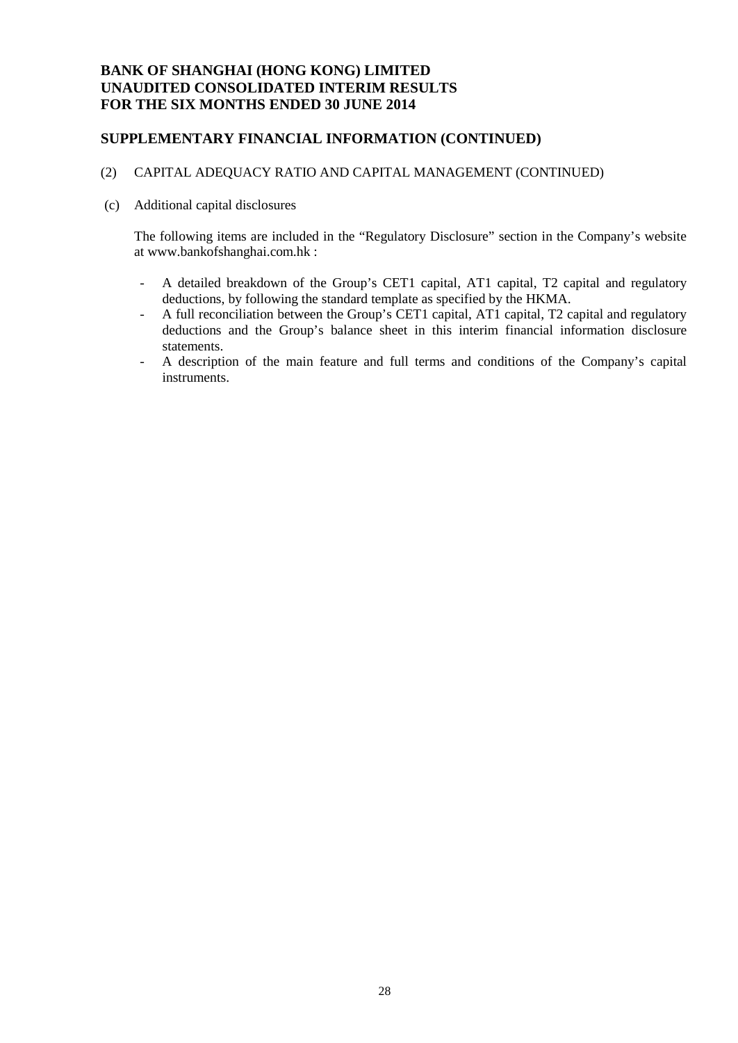## SUPPLEMENTARY FINANCIAL INFORMATION (CONTINUED)

(2) CAPITAL ADEQUACY RATIO AND CAPITAL MANAGEMENT (CONTINUED)

(c) Additional capital disclosures

The following items are included in the "Regulatory Disclosure" section in the Company's website at www.bankofshanghai.com.hk :

- A detailed breakdown of the Group's CET1 capital, AT1 capital, T2 capital and regulatory deductions, by following the standard template as specified by the HKMA.
- A full reconciliation between the Group's CET1 capital, AT1 capital, T2 capital and regulatory deductions and the Group's balance sheet in this interim financial information disclosure statements.
- A description of the main feature and full terms and conditions of the Company's capital instruments.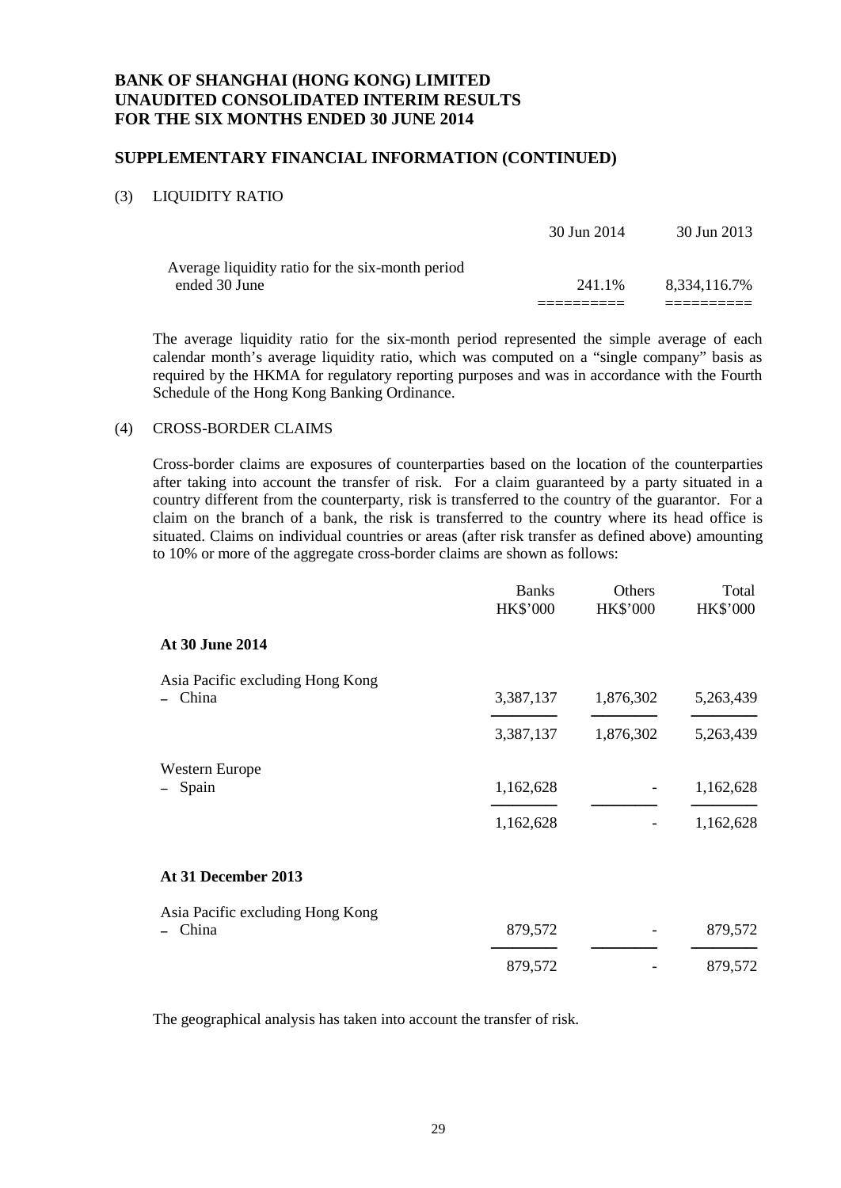## SUPPLEMENTARY FINANCIAL INFORMATION (CONTINUED)

(3) LIQUIDITY RATIO

| | 30 Jun 2014 | 30 Jun 2013 |
|---|---|---|
| Average liquidity ratio for the six-month period ended 30 June | 241.1% | 8,334,116.7% |

The average liquidity ratio for the six-month period represented the simple average of each calendar month's average liquidity ratio, which was computed on a "single company" basis as required by the HKMA for regulatory reporting purposes and was in accordance with the Fourth Schedule of the Hong Kong Banking Ordinance.

(4) CROSS-BORDER CLAIMS

Cross-border claims are exposures of counterparties based on the location of the counterparties after taking into account the transfer of risk. For a claim guaranteed by a party situated in a country different from the counterparty, risk is transferred to the country of the guarantor. For a claim on the branch of a bank, the risk is transferred to the country where its head office is situated. Claims on individual countries or areas (after risk transfer as defined above) amounting to 10% or more of the aggregate cross-border claims are shown as follows:

| | Banks HK$'000 | Others HK$'000 | Total HK$'000 |
|---|---|---|---|
| **At 30 June 2014** | | | |
| Asia Pacific excluding Hong Kong | | | |
| – China | 3,387,137 | 1,876,302 | 5,263,439 |
| | 3,387,137 | 1,876,302 | 5,263,439 |
| Western Europe | | | |
| – Spain | 1,162,628 | - | 1,162,628 |
| | 1,162,628 | - | 1,162,628 |
| **At 31 December 2013** | | | |
| Asia Pacific excluding Hong Kong | | | |
| – China | 879,572 | - | 879,572 |
| | 879,572 | - | 879,572 |

The geographical analysis has taken into account the transfer of risk.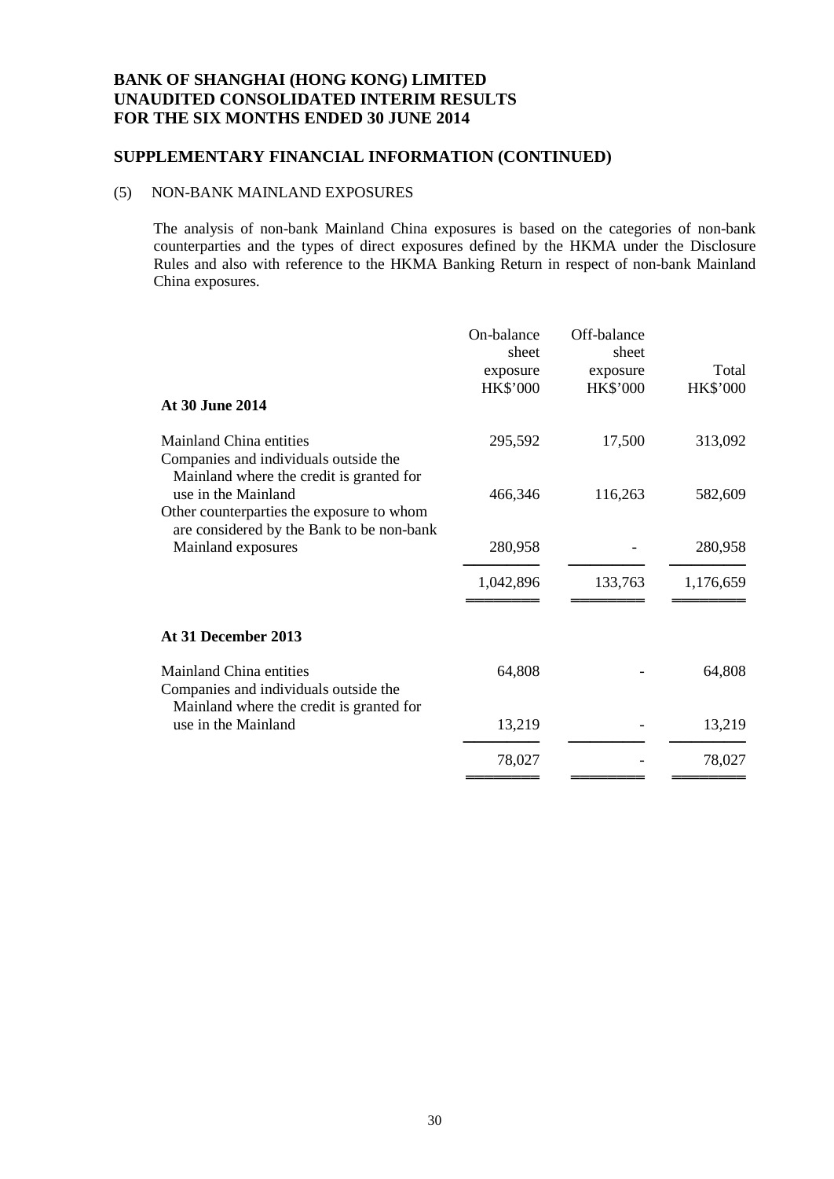# BANK OF SHANGHAI (HONG KONG) LIMITED
# UNAUDITED CONSOLIDATED INTERIM RESULTS
# FOR THE SIX MONTHS ENDED 30 JUNE 2014

## SUPPLEMENTARY FINANCIAL INFORMATION (CONTINUED)

### (5) NON-BANK MAINLAND EXPOSURES

The analysis of non-bank Mainland China exposures is based on the categories of non-bank counterparties and the types of direct exposures defined by the HKMA under the Disclosure Rules and also with reference to the HKMA Banking Return in respect of non-bank Mainland China exposures.

| | On-balance sheet exposure HK$'000 | Off-balance sheet exposure HK$'000 | Total HK$'000 |
|---|---|---|---|
| **At 30 June 2014** | | | |
| Mainland China entities | 295,592 | 17,500 | 313,092 |
| Companies and individuals outside the Mainland where the credit is granted for use in the Mainland | 466,346 | 116,263 | 582,609 |
| Other counterparties the exposure to whom are considered by the Bank to be non-bank Mainland exposures | 280,958 | - | 280,958 |
| | 1,042,896 | 133,763 | 1,176,659 |
| **At 31 December 2013** | | | |
| Mainland China entities | 64,808 | - | 64,808 |
| Companies and individuals outside the Mainland where the credit is granted for use in the Mainland | 13,219 | - | 13,219 |
| | 78,027 | - | 78,027 |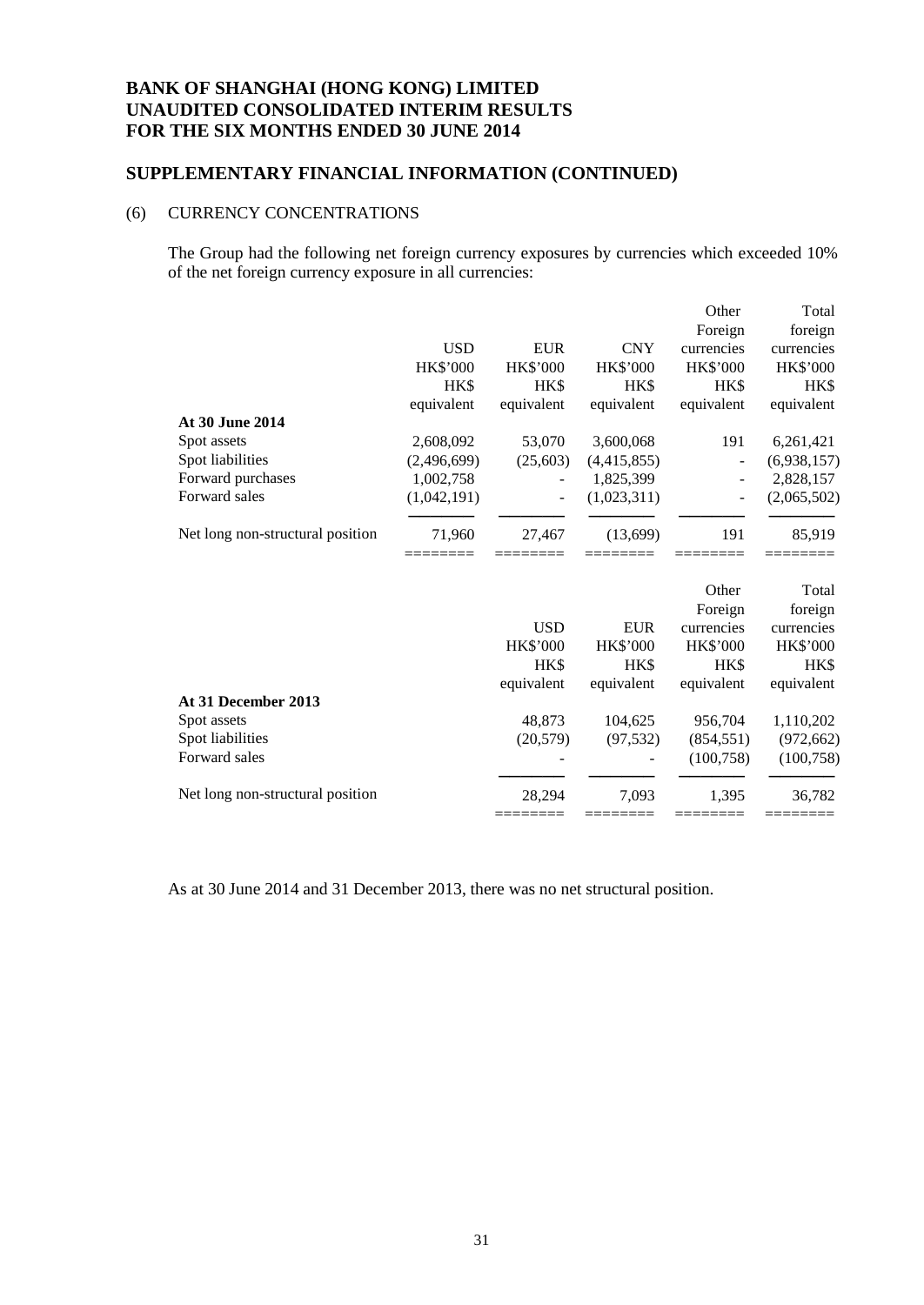# BANK OF SHANGHAI (HONG KONG) LIMITED
# UNAUDITED CONSOLIDATED INTERIM RESULTS
# FOR THE SIX MONTHS ENDED 30 JUNE 2014

## SUPPLEMENTARY FINANCIAL INFORMATION (CONTINUED)

### (6) CURRENCY CONCENTRATIONS

The Group had the following net foreign currency exposures by currencies which exceeded 10% of the net foreign currency exposure in all currencies:

| | USD | EUR | CNY | Other Foreign currencies | Total foreign currencies |
|---|---|---|---|---|---|
| | HK$'000 | HK$'000 | HK$'000 | HK$'000 | HK$'000 |
| | HK$ equivalent | HK$ equivalent | HK$ equivalent | HK$ equivalent | HK$ equivalent |
| **At 30 June 2014** | | | | | |
| Spot assets | 2,608,092 | 53,070 | 3,600,068 | 191 | 6,261,421 |
| Spot liabilities | (2,496,699) | (25,603) | (4,415,855) | - | (6,938,157) |
| Forward purchases | 1,002,758 | - | 1,825,399 | - | 2,828,157 |
| Forward sales | (1,042,191) | - | (1,023,311) | - | (2,065,502) |
| Net long non-structural position | 71,960 | 27,467 | (13,699) | 191 | 85,919 |

| | USD | EUR | Other Foreign currencies | Total foreign currencies |
|---|---|---|---|---|
| | HK$'000 | HK$'000 | HK$'000 | HK$'000 |
| | HK$ equivalent | HK$ equivalent | HK$ equivalent | HK$ equivalent |
| **At 31 December 2013** | | | | |
| Spot assets | 48,873 | 104,625 | 956,704 | 1,110,202 |
| Spot liabilities | (20,579) | (97,532) | (854,551) | (972,662) |
| Forward sales | - | - | (100,758) | (100,758) |
| Net long non-structural position | 28,294 | 7,093 | 1,395 | 36,782 |

As at 30 June 2014 and 31 December 2013, there was no net structural position.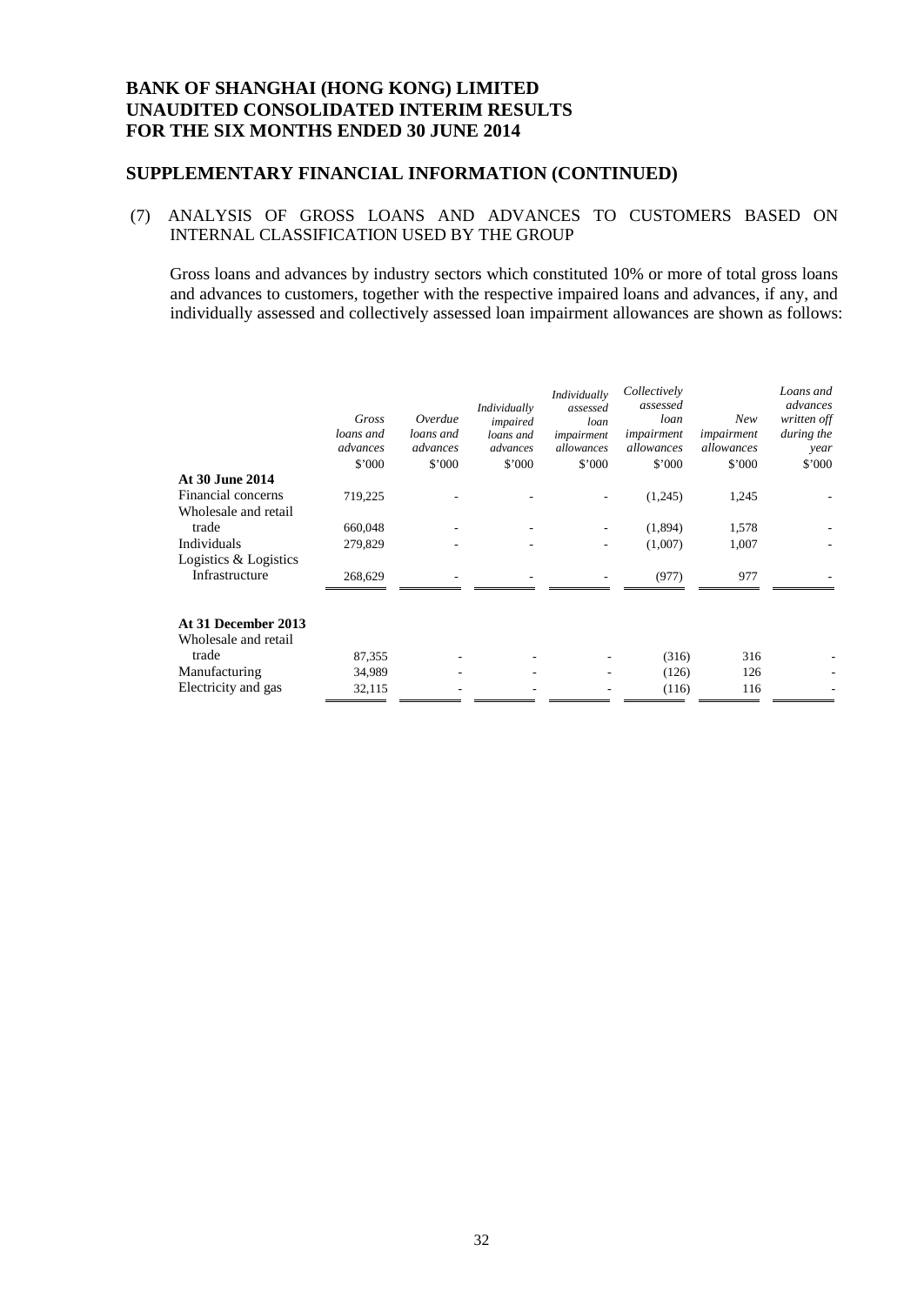# BANK OF SHANGHAI (HONG KONG) LIMITED
# UNAUDITED CONSOLIDATED INTERIM RESULTS
# FOR THE SIX MONTHS ENDED 30 JUNE 2014

## SUPPLEMENTARY FINANCIAL INFORMATION (CONTINUED)

### (7) ANALYSIS OF GROSS LOANS AND ADVANCES TO CUSTOMERS BASED ON INTERNAL CLASSIFICATION USED BY THE GROUP

Gross loans and advances by industry sectors which constituted 10% or more of total gross loans and advances to customers, together with the respective impaired loans and advances, if any, and individually assessed and collectively assessed loan impairment allowances are shown as follows:

| | *Gross loans and advances* | *Overdue loans and advances* | *Individually impaired loans and advances* | *Individually assessed loan impairment allowances* | *Collectively assessed loan impairment allowances* | *New impairment allowances* | *Loans and advances written off during the year* |
|---|---|---|---|---|---|---|---|
| | $'000 | $'000 | $'000 | $'000 | $'000 | $'000 | $'000 |
| **At 30 June 2014** | | | | | | | |
| Financial concerns | 719,225 | - | - | - | (1,245) | 1,245 | - |
| Wholesale and retail trade | 660,048 | - | - | - | (1,894) | 1,578 | - |
| Individuals | 279,829 | - | - | - | (1,007) | 1,007 | - |
| Logistics & Logistics Infrastructure | 268,629 | - | - | - | (977) | 977 | - |
| **At 31 December 2013** | | | | | | | |
| Wholesale and retail trade | 87,355 | - | - | - | (316) | 316 | - |
| Manufacturing | 34,989 | - | - | - | (126) | 126 | - |
| Electricity and gas | 32,115 | - | - | - | (116) | 116 | - |